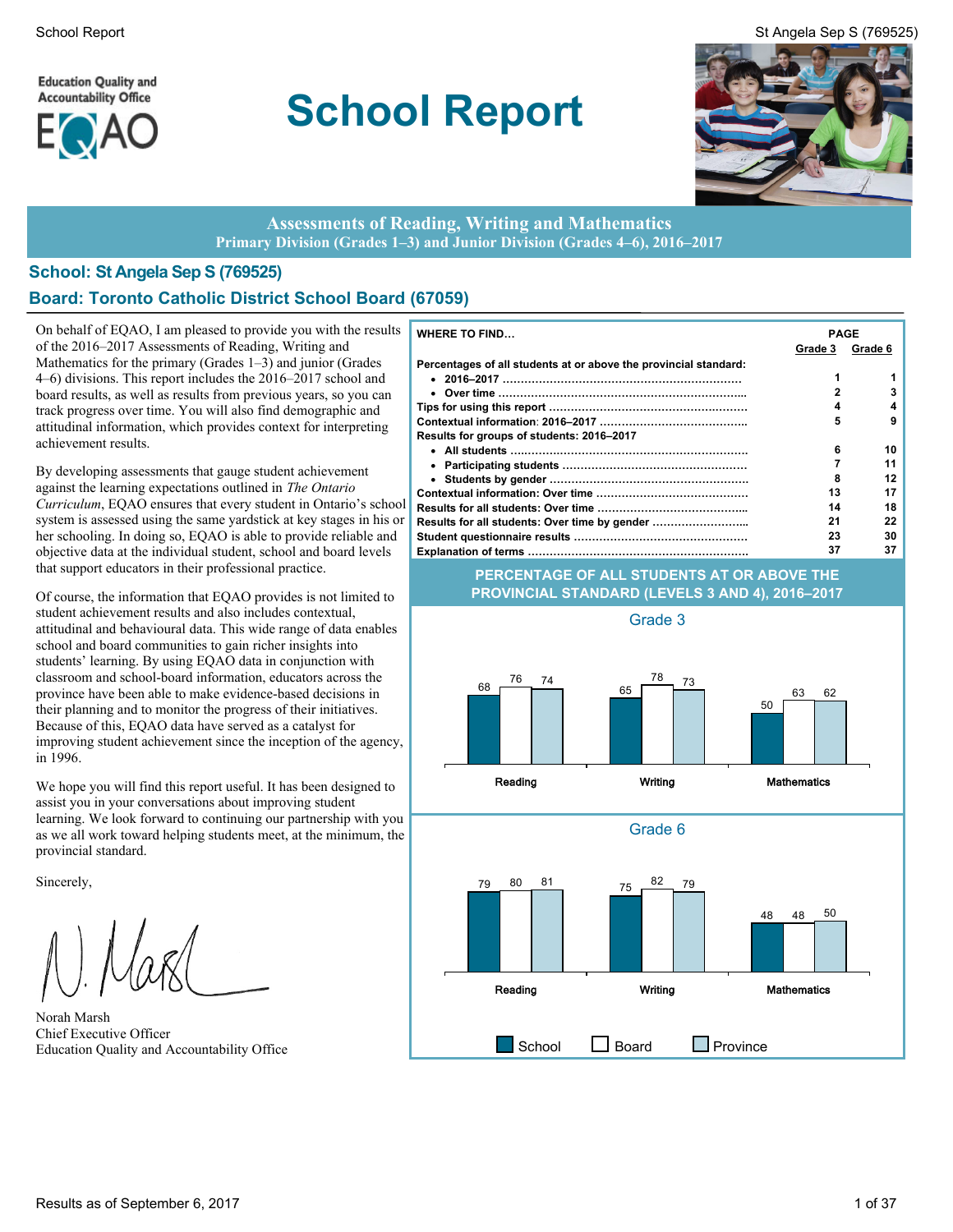# School Report

Education Quality and Accountability Office

EQAO

## Assessments of Reading, Writing and Mathematics
### Primary Division (Grades 1–3) and Junior Division (Grades 4–6), 2016–2017

## School: St Angela Sep S (769525)

## Board: Toronto Catholic District School Board (67059)

On behalf of EQAO, I am pleased to provide you with the results of the 2016–2017 Assessments of Reading, Writing and Mathematics for the primary (Grades 1–3) and junior (Grades 4–6) divisions. This report includes the 2016–2017 school and board results, as well as results from previous years, so you can track progress over time. You will also find demographic and attitudinal information, which provides context for interpreting achievement results.

By developing assessments that gauge student achievement against the learning expectations outlined in *The Ontario Curriculum*, EQAO ensures that every student in Ontario's school system is assessed using the same yardstick at key stages in his or her schooling. In doing so, EQAO is able to provide reliable and objective data at the individual student, school and board levels that support educators in their professional practice.

Of course, the information that EQAO provides is not limited to student achievement results and also includes contextual, attitudinal and behavioural data. This wide range of data enables school and board communities to gain richer insights into students' learning. By using EQAO data in conjunction with classroom and school-board information, educators across the province have been able to make evidence-based decisions in their planning and to monitor the progress of their initiatives. Because of this, EQAO data have served as a catalyst for improving student achievement since the inception of the agency, in 1996.

We hope you will find this report useful. It has been designed to assist you in your conversations about improving student learning. We look forward to continuing our partnership with you as we all work toward helping students meet, at the minimum, the provincial standard.

Sincerely,

Norah Marsh
Chief Executive Officer
Education Quality and Accountability Office

| WHERE TO FIND... | PAGE Grade 3 | PAGE Grade 6 |
|---|---|---|
| **Percentages of all students at or above the provincial standard:** | | |
| • 2016–2017 | 1 | 1 |
| • Over time | 2 | 3 |
| Tips for using this report | 4 | 4 |
| Contextual information: 2016–2017 | 5 | 9 |
| **Results for groups of students: 2016–2017** | | |
| • All students | 6 | 10 |
| • Participating students | 7 | 11 |
| • Students by gender | 8 | 12 |
| Contextual information: Over time | 13 | 17 |
| Results for all students: Over time | 14 | 18 |
| Results for all students: Over time by gender | 21 | 22 |
| Student questionnaire results | 23 | 30 |
| Explanation of terms | 37 | 37 |

### PERCENTAGE OF ALL STUDENTS AT OR ABOVE THE PROVINCIAL STANDARD (LEVELS 3 AND 4), 2016–2017

**Grade 3**

| | School | Board | Province |
|---|---|---|---|
| Reading | 68 | 76 | 74 |
| Writing | 65 | 78 | 73 |
| Mathematics | 50 | 63 | 62 |

**Grade 6**

| | School | Board | Province |
|---|---|---|---|
| Reading | 79 | 80 | 81 |
| Writing | 75 | 82 | 79 |
| Mathematics | 48 | 48 | 50 |

Results as of September 6, 2017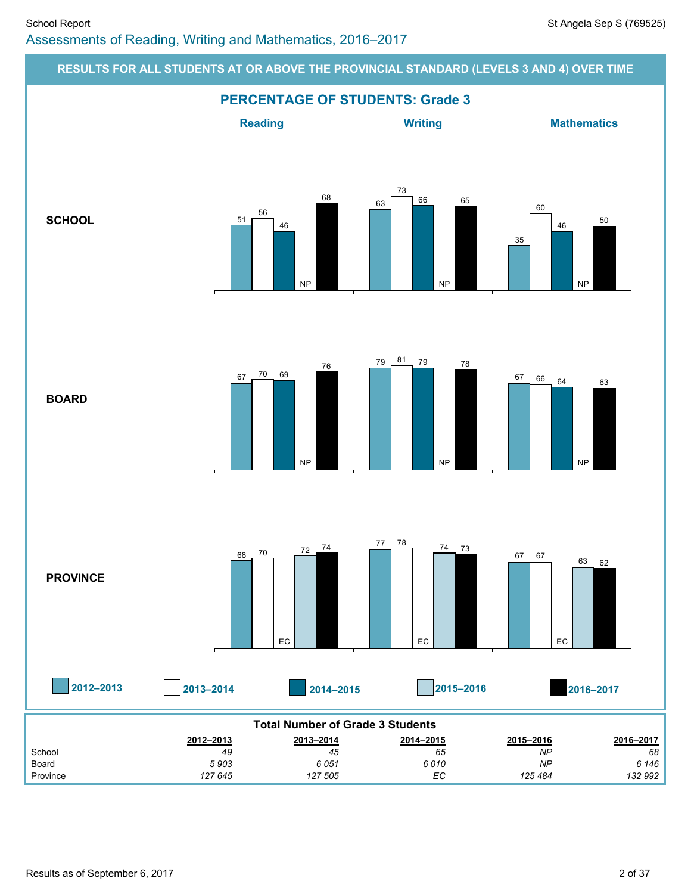## Assessments of Reading, Writing and Mathematics, 2016–2017

### RESULTS FOR ALL STUDENTS AT OR ABOVE THE PROVINCIAL STANDARD (LEVELS 3 AND 4) OVER TIME

#### PERCENTAGE OF STUDENTS: Grade 3

**SCHOOL**

| | 2012–2013 | 2013–2014 | 2014–2015 | 2015–2016 | 2016–2017 |
|---|---|---|---|---|---|
| Reading | 51 | 56 | 46 | NP | 68 |
| Writing | 63 | 73 | 66 | NP | 65 |
| Mathematics | 35 | 60 | 46 | NP | 50 |

**BOARD**

| | 2012–2013 | 2013–2014 | 2014–2015 | 2015–2016 | 2016–2017 |
|---|---|---|---|---|---|
| Reading | 67 | 70 | 69 | NP | 76 |
| Writing | 79 | 81 | 79 | NP | 78 |
| Mathematics | 67 | 66 | 64 | NP | 63 |

**PROVINCE**

| | 2012–2013 | 2013–2014 | 2014–2015 | 2015–2016 | 2016–2017 |
|---|---|---|---|---|---|
| Reading | 68 | 70 | EC | 72 | 74 |
| Writing | 77 | 78 | EC | 74 | 73 |
| Mathematics | 67 | 67 | EC | 63 | 62 |

**Total Number of Grade 3 Students**

| | 2012–2013 | 2013–2014 | 2014–2015 | 2015–2016 | 2016–2017 |
|---|---|---|---|---|---|
| School | 49 | 45 | 65 | NP | 68 |
| Board | 5 903 | 6 051 | 6 010 | NP | 6 146 |
| Province | 127 645 | 127 505 | EC | 125 484 | 132 992 |

Results as of September 6, 2017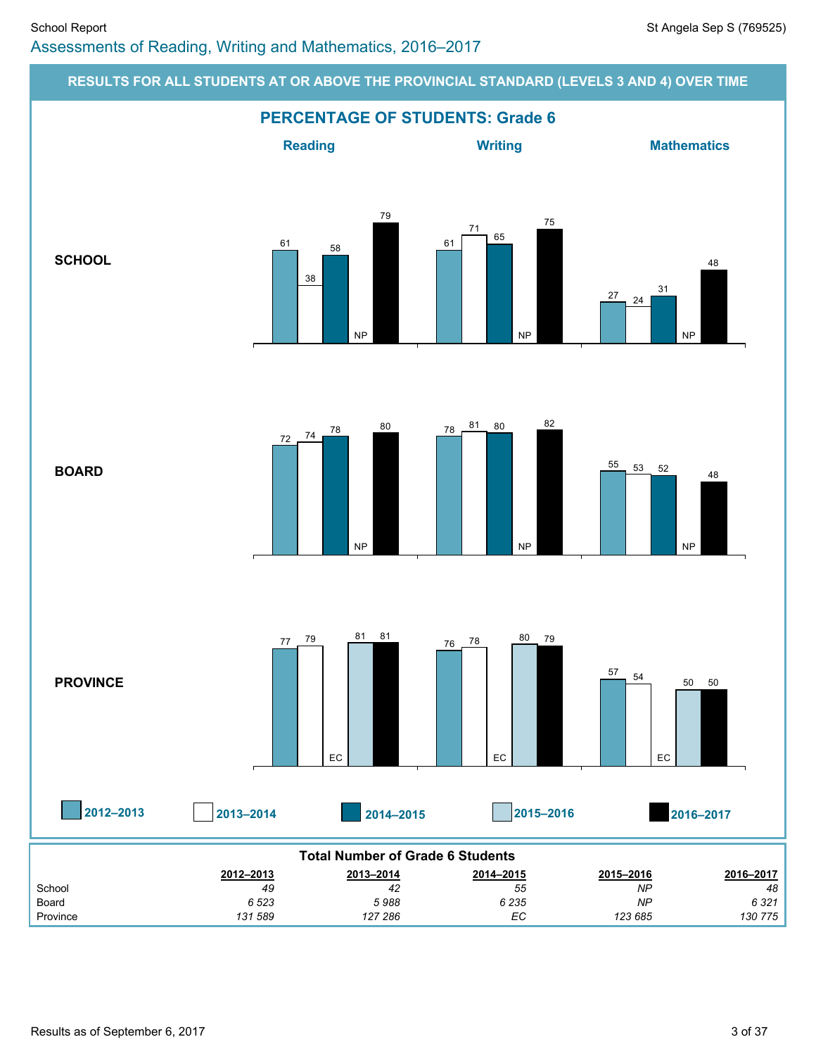## Assessments of Reading, Writing and Mathematics, 2016–2017

### RESULTS FOR ALL STUDENTS AT OR ABOVE THE PROVINCIAL STANDARD (LEVELS 3 AND 4) OVER TIME

#### PERCENTAGE OF STUDENTS: Grade 6

| | Subject | 2012–2013 | 2013–2014 | 2014–2015 | 2015–2016 | 2016–2017 |
|---|---|---|---|---|---|---|
| SCHOOL | Reading | 61 | 38 | 58 | NP | 79 |
| SCHOOL | Writing | 61 | 71 | 65 | NP | 75 |
| SCHOOL | Mathematics | 27 | 24 | 31 | NP | 48 |
| BOARD | Reading | 72 | 74 | 78 | NP | 80 |
| BOARD | Writing | 78 | 81 | 80 | NP | 82 |
| BOARD | Mathematics | 55 | 53 | 52 | NP | 48 |
| PROVINCE | Reading | 77 | 79 | EC | 81 | 81 |
| PROVINCE | Writing | 76 | 78 | EC | 80 | 79 |
| PROVINCE | Mathematics | 57 | 54 | EC | 50 | 50 |

#### Total Number of Grade 6 Students

| | 2012–2013 | 2013–2014 | 2014–2015 | 2015–2016 | 2016–2017 |
|---|---|---|---|---|---|
| School | *49* | *42* | *55* | *NP* | *48* |
| Board | *6 523* | *5 988* | *6 235* | *NP* | *6 321* |
| Province | *131 589* | *127 286* | *EC* | *123 685* | *130 775* |

Results as of September 6, 2017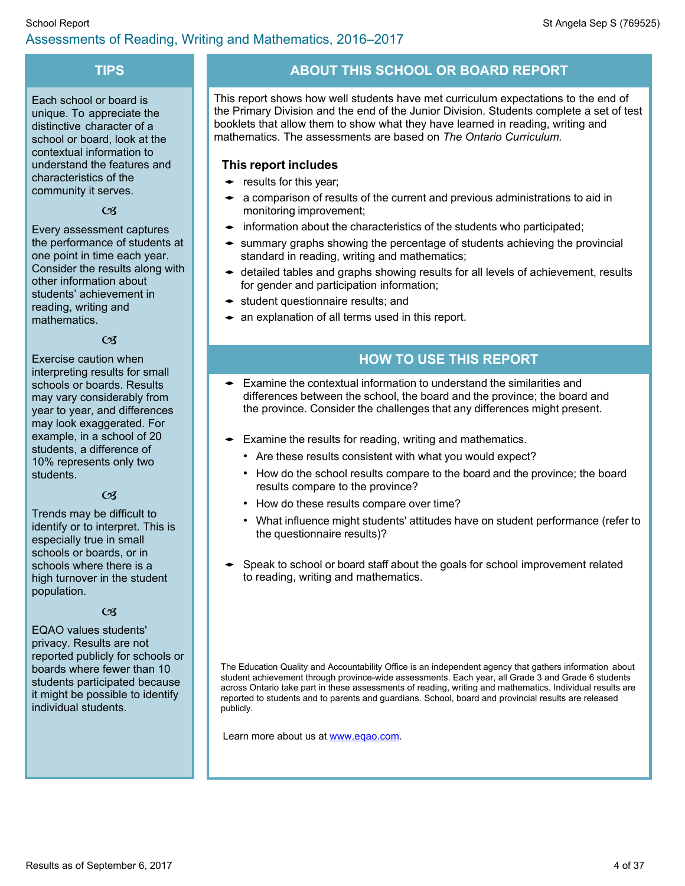## Assessments of Reading, Writing and Mathematics, 2016–2017

## TIPS

Each school or board is unique. To appreciate the distinctive character of a school or board, look at the contextual information to understand the features and characteristics of the community it serves.

Every assessment captures the performance of students at one point in time each year. Consider the results along with other information about students' achievement in reading, writing and mathematics.

Exercise caution when interpreting results for small schools or boards. Results may vary considerably from year to year, and differences may look exaggerated. For example, in a school of 20 students, a difference of 10% represents only two students.

Trends may be difficult to identify or to interpret. This is especially true in small schools or boards, or in schools where there is a high turnover in the student population.

EQAO values students' privacy. Results are not reported publicly for schools or boards where fewer than 10 students participated because it might be possible to identify individual students.

## ABOUT THIS SCHOOL OR BOARD REPORT

This report shows how well students have met curriculum expectations to the end of the Primary Division and the end of the Junior Division. Students complete a set of test booklets that allow them to show what they have learned in reading, writing and mathematics. The assessments are based on *The Ontario Curriculum.*

### This report includes

- results for this year;
- a comparison of results of the current and previous administrations to aid in monitoring improvement;
- information about the characteristics of the students who participated;
- summary graphs showing the percentage of students achieving the provincial standard in reading, writing and mathematics;
- detailed tables and graphs showing results for all levels of achievement, results for gender and participation information;
- student questionnaire results; and
- an explanation of all terms used in this report.

## HOW TO USE THIS REPORT

- Examine the contextual information to understand the similarities and differences between the school, the board and the province; the board and the province. Consider the challenges that any differences might present.
- Examine the results for reading, writing and mathematics.
  - Are these results consistent with what you would expect?
  - How do the school results compare to the board and the province; the board results compare to the province?
  - How do these results compare over time?
  - What influence might students' attitudes have on student performance (refer to the questionnaire results)?
- Speak to school or board staff about the goals for school improvement related to reading, writing and mathematics.

The Education Quality and Accountability Office is an independent agency that gathers information about student achievement through province-wide assessments. Each year, all Grade 3 and Grade 6 students across Ontario take part in these assessments of reading, writing and mathematics. Individual results are reported to students and to parents and guardians. School, board and provincial results are released publicly.

Learn more about us at www.eqao.com.

Results as of September 6, 2017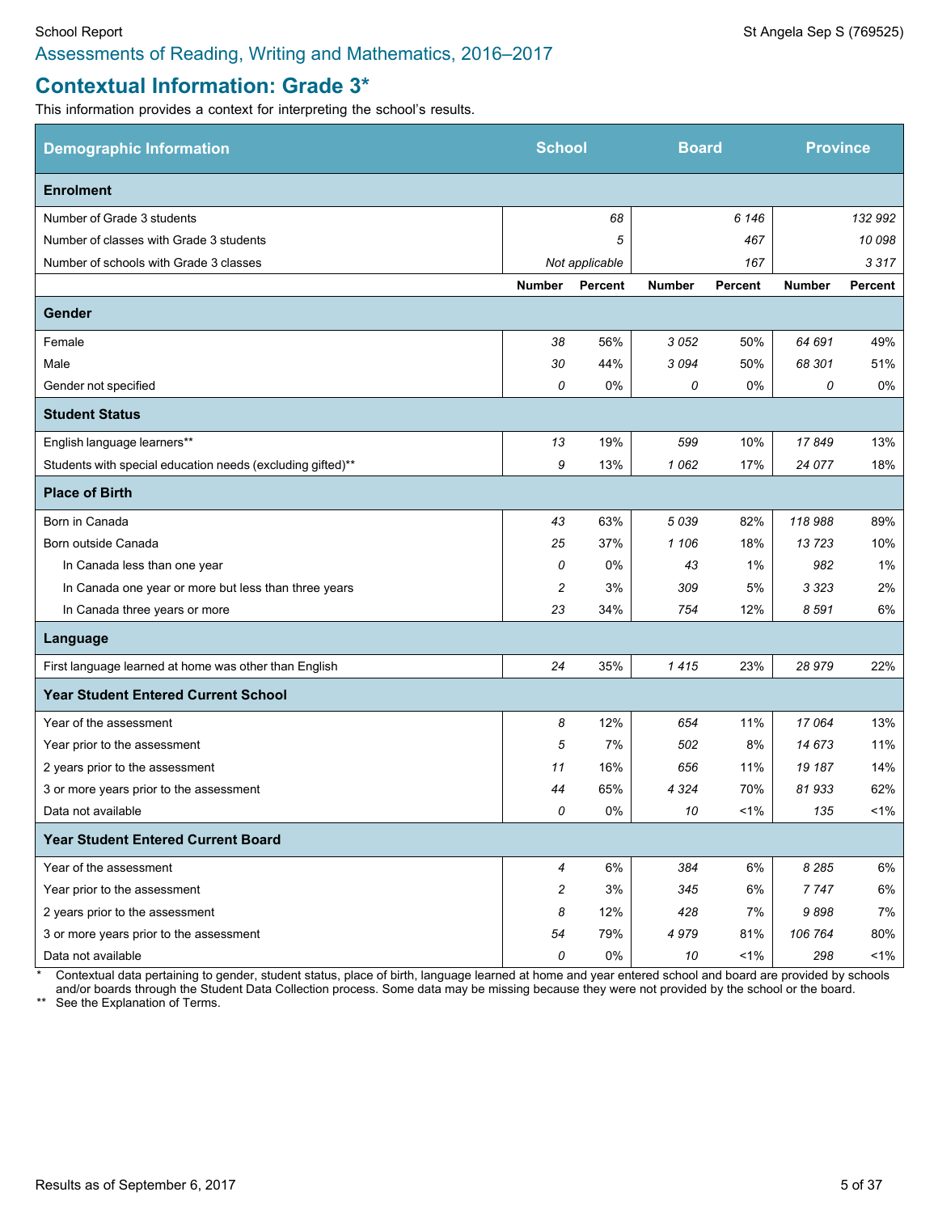School Report — St Angela Sep S (769525)

Assessments of Reading, Writing and Mathematics, 2016–2017

## Contextual Information: Grade 3*

This information provides a context for interpreting the school's results.

| Demographic Information | School | | Board | | Province | |
|---|---|---|---|---|---|---|
| **Enrolment** | | | | | | |
| Number of Grade 3 students | | *68* | | *6 146* | | *132 992* |
| Number of classes with Grade 3 students | | *5* | | *467* | | *10 098* |
| Number of schools with Grade 3 classes | | *Not applicable* | | *167* | | *3 317* |
| | **Number** | **Percent** | **Number** | **Percent** | **Number** | **Percent** |
| **Gender** | | | | | | |
| Female | *38* | 56% | *3 052* | 50% | *64 691* | 49% |
| Male | *30* | 44% | *3 094* | 50% | *68 301* | 51% |
| Gender not specified | *0* | 0% | *0* | 0% | *0* | 0% |
| **Student Status** | | | | | | |
| English language learners** | *13* | 19% | *599* | 10% | *17 849* | 13% |
| Students with special education needs (excluding gifted)** | *9* | 13% | *1 062* | 17% | *24 077* | 18% |
| **Place of Birth** | | | | | | |
| Born in Canada | *43* | 63% | *5 039* | 82% | *118 988* | 89% |
| Born outside Canada | *25* | 37% | *1 106* | 18% | *13 723* | 10% |
| In Canada less than one year | *0* | 0% | *43* | 1% | *982* | 1% |
| In Canada one year or more but less than three years | *2* | 3% | *309* | 5% | *3 323* | 2% |
| In Canada three years or more | *23* | 34% | *754* | 12% | *8 591* | 6% |
| **Language** | | | | | | |
| First language learned at home was other than English | *24* | 35% | *1 415* | 23% | *28 979* | 22% |
| **Year Student Entered Current School** | | | | | | |
| Year of the assessment | *8* | 12% | *654* | 11% | *17 064* | 13% |
| Year prior to the assessment | *5* | 7% | *502* | 8% | *14 673* | 11% |
| 2 years prior to the assessment | *11* | 16% | *656* | 11% | *19 187* | 14% |
| 3 or more years prior to the assessment | *44* | 65% | *4 324* | 70% | *81 933* | 62% |
| Data not available | *0* | 0% | *10* | <1% | *135* | <1% |
| **Year Student Entered Current Board** | | | | | | |
| Year of the assessment | *4* | 6% | *384* | 6% | *8 285* | 6% |
| Year prior to the assessment | *2* | 3% | *345* | 6% | *7 747* | 6% |
| 2 years prior to the assessment | *8* | 12% | *428* | 7% | *9 898* | 7% |
| 3 or more years prior to the assessment | *54* | 79% | *4 979* | 81% | *106 764* | 80% |
| Data not available | *0* | 0% | *10* | <1% | *298* | <1% |

\* Contextual data pertaining to gender, student status, place of birth, language learned at home and year entered school and board are provided by schools and/or boards through the Student Data Collection process. Some data may be missing because they were not provided by the school or the board.

** See the Explanation of Terms.

Results as of September 6, 2017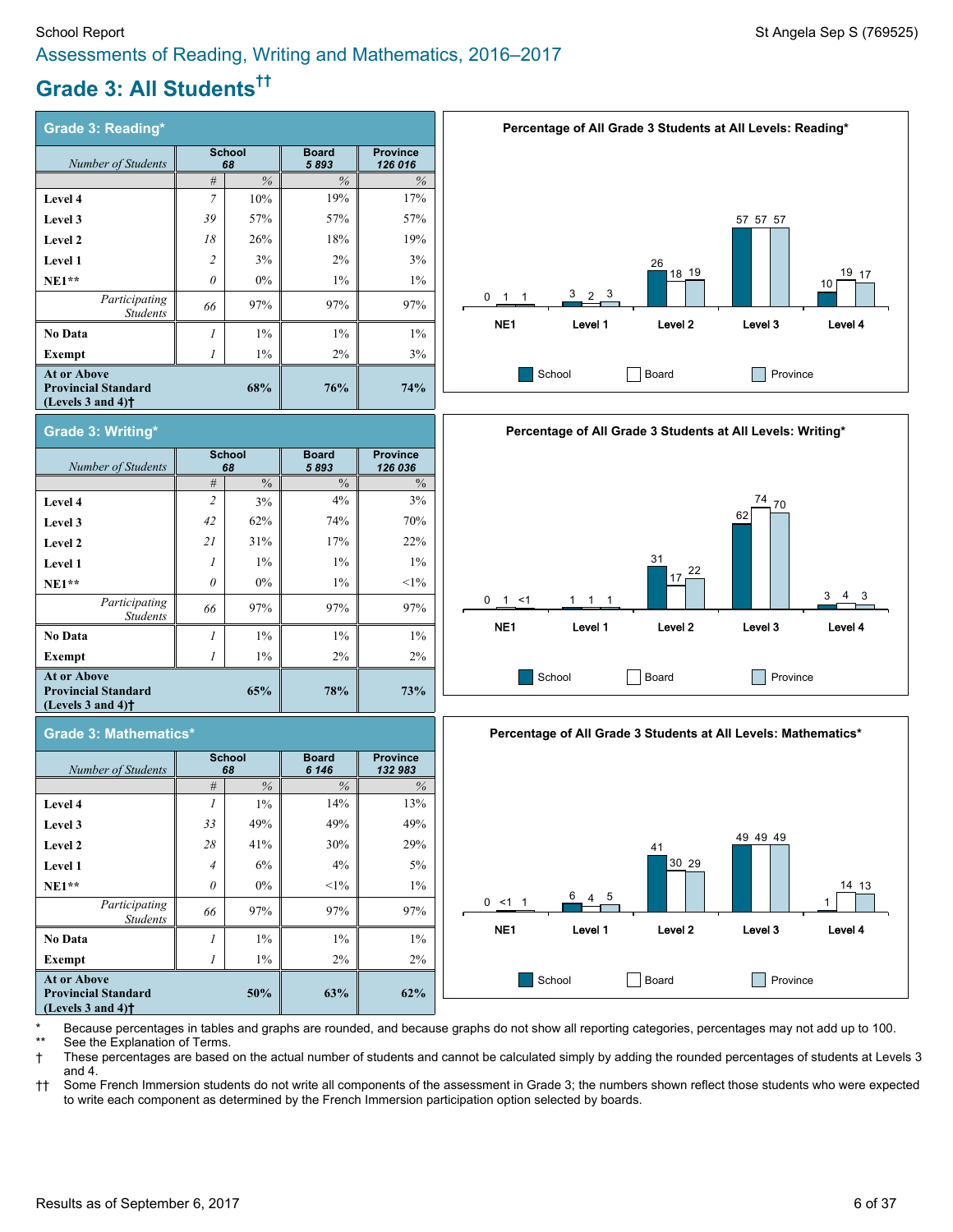# Assessments of Reading, Writing and Mathematics, 2016–2017

## Grade 3: All Students††

### Grade 3: Reading*

| *Number of Students* | School 68 | | Board 5 893 | Province 126 016 |
|---|---|---|---|---|
| | # | % | % | % |
| **Level 4** | 7 | 10% | 19% | 17% |
| **Level 3** | 39 | 57% | 57% | 57% |
| **Level 2** | 18 | 26% | 18% | 19% |
| **Level 1** | 2 | 3% | 2% | 3% |
| **NE1**** | 0 | 0% | 1% | 1% |
| *Participating Students* | 66 | 97% | 97% | 97% |
| **No Data** | 1 | 1% | 1% | 1% |
| **Exempt** | 1 | 1% | 2% | 3% |
| **At or Above Provincial Standard (Levels 3 and 4)†** | | **68%** | **76%** | **74%** |

**Percentage of All Grade 3 Students at All Levels: Reading***

| | NE1 | Level 1 | Level 2 | Level 3 | Level 4 |
|---|---|---|---|---|---|
| School | 0 | 3 | 26 | 57 | 10 |
| Board | 1 | 2 | 18 | 57 | 19 |
| Province | 1 | 3 | 19 | 57 | 17 |

### Grade 3: Writing*

| *Number of Students* | School 68 | | Board 5 893 | Province 126 036 |
|---|---|---|---|---|
| | # | % | % | % |
| **Level 4** | 2 | 3% | 4% | 3% |
| **Level 3** | 42 | 62% | 74% | 70% |
| **Level 2** | 21 | 31% | 17% | 22% |
| **Level 1** | 1 | 1% | 1% | 1% |
| **NE1**** | 0 | 0% | 1% | <1% |
| *Participating Students* | 66 | 97% | 97% | 97% |
| **No Data** | 1 | 1% | 1% | 1% |
| **Exempt** | 1 | 1% | 2% | 2% |
| **At or Above Provincial Standard (Levels 3 and 4)†** | | **65%** | **78%** | **73%** |

**Percentage of All Grade 3 Students at All Levels: Writing***

| | NE1 | Level 1 | Level 2 | Level 3 | Level 4 |
|---|---|---|---|---|---|
| School | 0 | 1 | 31 | 62 | 3 |
| Board | 1 | 1 | 17 | 74 | 4 |
| Province | <1 | 1 | 22 | 70 | 3 |

### Grade 3: Mathematics*

| *Number of Students* | School 68 | | Board 6 146 | Province 132 983 |
|---|---|---|---|---|
| | # | % | % | % |
| **Level 4** | 1 | 1% | 14% | 13% |
| **Level 3** | 33 | 49% | 49% | 49% |
| **Level 2** | 28 | 41% | 30% | 29% |
| **Level 1** | 4 | 6% | 4% | 5% |
| **NE1**** | 0 | 0% | <1% | 1% |
| *Participating Students* | 66 | 97% | 97% | 97% |
| **No Data** | 1 | 1% | 1% | 1% |
| **Exempt** | 1 | 1% | 2% | 2% |
| **At or Above Provincial Standard (Levels 3 and 4)†** | | **50%** | **63%** | **62%** |

**Percentage of All Grade 3 Students at All Levels: Mathematics***

| | NE1 | Level 1 | Level 2 | Level 3 | Level 4 |
|---|---|---|---|---|---|
| School | 0 | 6 | 41 | 49 | 1 |
| Board | <1 | 4 | 30 | 49 | 14 |
| Province | 1 | 5 | 29 | 49 | 13 |

\* Because percentages in tables and graphs are rounded, and because graphs do not show all reporting categories, percentages may not add up to 100.
** See the Explanation of Terms.
† These percentages are based on the actual number of students and cannot be calculated simply by adding the rounded percentages of students at Levels 3 and 4.
†† Some French Immersion students do not write all components of the assessment in Grade 3; the numbers shown reflect those students who were expected to write each component as determined by the French Immersion participation option selected by boards.

Results as of September 6, 2017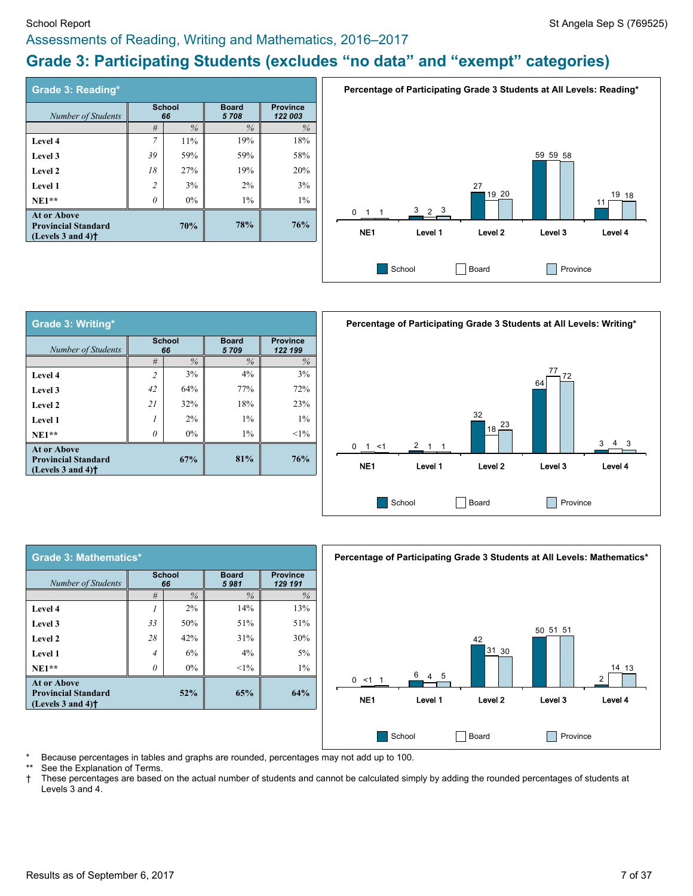School Report — St Angela Sep S (769525)

## Assessments of Reading, Writing and Mathematics, 2016–2017

# Grade 3: Participating Students (excludes “no data” and “exempt” categories)

### Grade 3: Reading*

| *Number of Students* | School 66 | | Board 5 708 | Province 122 003 |
|---|---|---|---|---|
| | # | % | % | % |
| **Level 4** | 7 | 11% | 19% | 18% |
| **Level 3** | 39 | 59% | 59% | 58% |
| **Level 2** | 18 | 27% | 19% | 20% |
| **Level 1** | 2 | 3% | 2% | 3% |
| **NE1**** | 0 | 0% | 1% | 1% |
| **At or Above Provincial Standard (Levels 3 and 4)†** | | **70%** | **78%** | **76%** |

**Percentage of Participating Grade 3 Students at All Levels: Reading***

| | NE1 | Level 1 | Level 2 | Level 3 | Level 4 |
|---|---|---|---|---|---|
| School | 0 | 3 | 27 | 59 | 11 |
| Board | 1 | 2 | 19 | 59 | 19 |
| Province | 1 | 3 | 20 | 58 | 18 |

### Grade 3: Writing*

| *Number of Students* | School 66 | | Board 5 709 | Province 122 199 |
|---|---|---|---|---|
| | # | % | % | % |
| **Level 4** | 2 | 3% | 4% | 3% |
| **Level 3** | 42 | 64% | 77% | 72% |
| **Level 2** | 21 | 32% | 18% | 23% |
| **Level 1** | 1 | 2% | 1% | 1% |
| **NE1**** | 0 | 0% | 1% | <1% |
| **At or Above Provincial Standard (Levels 3 and 4)†** | | **67%** | **81%** | **76%** |

**Percentage of Participating Grade 3 Students at All Levels: Writing***

| | NE1 | Level 1 | Level 2 | Level 3 | Level 4 |
|---|---|---|---|---|---|
| School | 0 | 2 | 32 | 64 | 3 |
| Board | 1 | 1 | 18 | 77 | 4 |
| Province | <1 | 1 | 23 | 72 | 3 |

### Grade 3: Mathematics*

| *Number of Students* | School 66 | | Board 5 981 | Province 129 191 |
|---|---|---|---|---|
| | # | % | % | % |
| **Level 4** | 1 | 2% | 14% | 13% |
| **Level 3** | 33 | 50% | 51% | 51% |
| **Level 2** | 28 | 42% | 31% | 30% |
| **Level 1** | 4 | 6% | 4% | 5% |
| **NE1**** | 0 | 0% | <1% | 1% |
| **At or Above Provincial Standard (Levels 3 and 4)†** | | **52%** | **65%** | **64%** |

**Percentage of Participating Grade 3 Students at All Levels: Mathematics***

| | NE1 | Level 1 | Level 2 | Level 3 | Level 4 |
|---|---|---|---|---|---|
| School | 0 | 6 | 42 | 50 | 2 |
| Board | <1 | 4 | 31 | 51 | 14 |
| Province | 1 | 5 | 30 | 51 | 13 |

\* Because percentages in tables and graphs are rounded, percentages may not add up to 100.

** See the Explanation of Terms.

† These percentages are based on the actual number of students and cannot be calculated simply by adding the rounded percentages of students at Levels 3 and 4.

Results as of September 6, 2017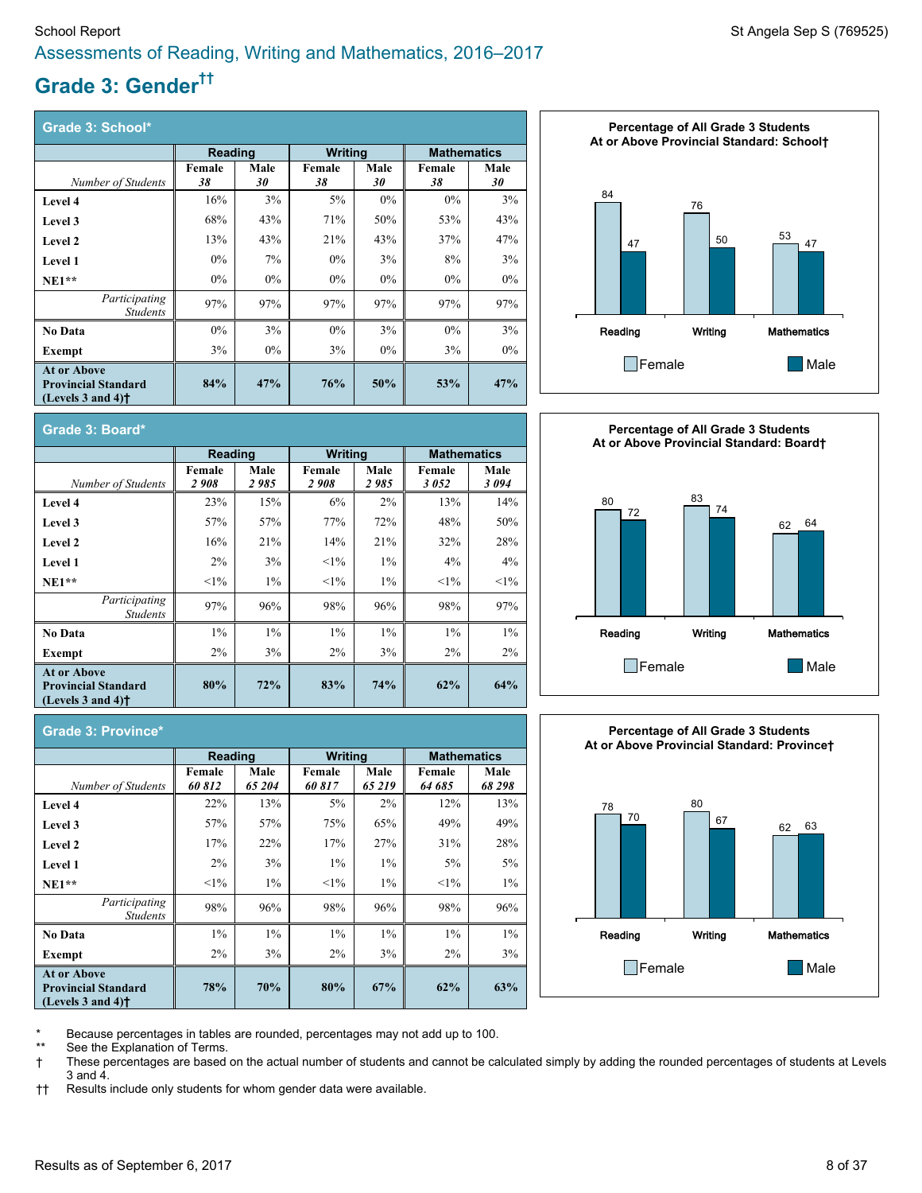## Assessments of Reading, Writing and Mathematics, 2016–2017

# Grade 3: Gender††

### Grade 3: School*

| | Reading | | Writing | | Mathematics | |
|---|---|---|---|---|---|---|
| *Number of Students* | Female *38* | Male *30* | Female *38* | Male *30* | Female *38* | Male *30* |
| **Level 4** | 16% | 3% | 5% | 0% | 0% | 3% |
| **Level 3** | 68% | 43% | 71% | 50% | 53% | 43% |
| **Level 2** | 13% | 43% | 21% | 43% | 37% | 47% |
| **Level 1** | 0% | 7% | 0% | 3% | 8% | 3% |
| **NE1\*\*** | 0% | 0% | 0% | 0% | 0% | 0% |
| *Participating Students* | 97% | 97% | 97% | 97% | 97% | 97% |
| **No Data** | 0% | 3% | 0% | 3% | 0% | 3% |
| **Exempt** | 3% | 0% | 3% | 0% | 3% | 0% |
| **At or Above Provincial Standard (Levels 3 and 4)†** | **84%** | **47%** | **76%** | **50%** | **53%** | **47%** |

**Percentage of All Grade 3 Students At or Above Provincial Standard: School†**

| | Female | Male |
|---|---|---|
| Reading | 84 | 47 |
| Writing | 76 | 50 |
| Mathematics | 53 | 47 |

### Grade 3: Board*

| | Reading | | Writing | | Mathematics | |
|---|---|---|---|---|---|---|
| *Number of Students* | Female *2 908* | Male *2 985* | Female *2 908* | Male *2 985* | Female *3 052* | Male *3 094* |
| **Level 4** | 23% | 15% | 6% | 2% | 13% | 14% |
| **Level 3** | 57% | 57% | 77% | 72% | 48% | 50% |
| **Level 2** | 16% | 21% | 14% | 21% | 32% | 28% |
| **Level 1** | 2% | 3% | <1% | 1% | 4% | 4% |
| **NE1\*\*** | <1% | 1% | <1% | 1% | <1% | <1% |
| *Participating Students* | 97% | 96% | 98% | 96% | 98% | 97% |
| **No Data** | 1% | 1% | 1% | 1% | 1% | 1% |
| **Exempt** | 2% | 3% | 2% | 3% | 2% | 2% |
| **At or Above Provincial Standard (Levels 3 and 4)†** | **80%** | **72%** | **83%** | **74%** | **62%** | **64%** |

**Percentage of All Grade 3 Students At or Above Provincial Standard: Board†**

| | Female | Male |
|---|---|---|
| Reading | 80 | 72 |
| Writing | 83 | 74 |
| Mathematics | 62 | 64 |

### Grade 3: Province*

| | Reading | | Writing | | Mathematics | |
|---|---|---|---|---|---|---|
| *Number of Students* | Female *60 812* | Male *65 204* | Female *60 817* | Male *65 219* | Female *64 685* | Male *68 298* |
| **Level 4** | 22% | 13% | 5% | 2% | 12% | 13% |
| **Level 3** | 57% | 57% | 75% | 65% | 49% | 49% |
| **Level 2** | 17% | 22% | 17% | 27% | 31% | 28% |
| **Level 1** | 2% | 3% | 1% | 1% | 5% | 5% |
| **NE1\*\*** | <1% | 1% | <1% | 1% | <1% | 1% |
| *Participating Students* | 98% | 96% | 98% | 96% | 98% | 96% |
| **No Data** | 1% | 1% | 1% | 1% | 1% | 1% |
| **Exempt** | 2% | 3% | 2% | 3% | 2% | 3% |
| **At or Above Provincial Standard (Levels 3 and 4)†** | **78%** | **70%** | **80%** | **67%** | **62%** | **63%** |

**Percentage of All Grade 3 Students At or Above Provincial Standard: Province†**

| | Female | Male |
|---|---|---|
| Reading | 78 | 70 |
| Writing | 80 | 67 |
| Mathematics | 62 | 63 |

\* Because percentages in tables are rounded, percentages may not add up to 100.

\*\* See the Explanation of Terms.

† These percentages are based on the actual number of students and cannot be calculated simply by adding the rounded percentages of students at Levels 3 and 4.

†† Results include only students for whom gender data were available.

Results as of September 6, 2017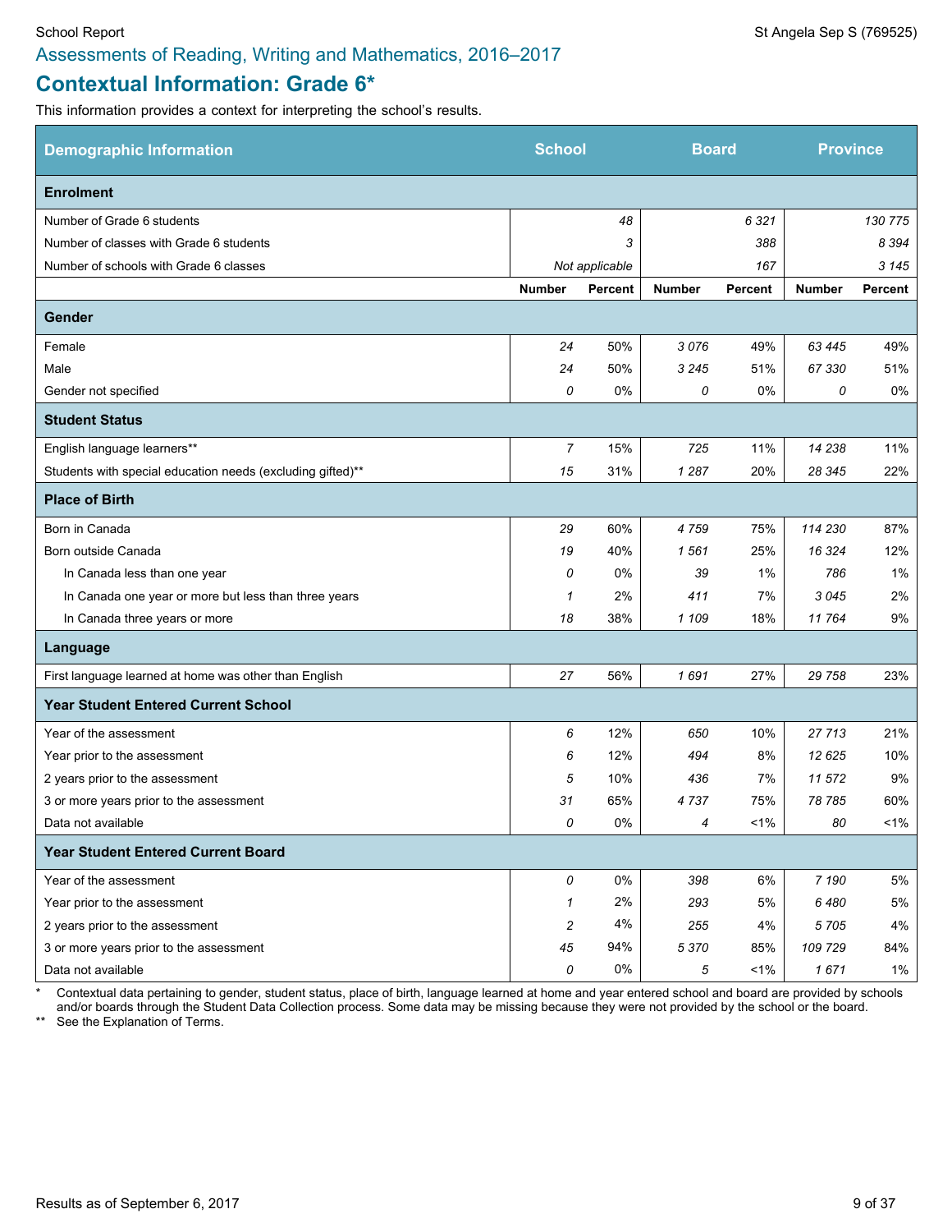School Report St Angela Sep S (769525)

Assessments of Reading, Writing and Mathematics, 2016–2017

# Contextual Information: Grade 6*

This information provides a context for interpreting the school's results.

| Demographic Information | School | | Board | | Province | |
|---|---|---|---|---|---|---|
| **Enrolment** | | | | | | |
| Number of Grade 6 students | 48 | | 6 321 | | 130 775 | |
| Number of classes with Grade 6 students | 3 | | 388 | | 8 394 | |
| Number of schools with Grade 6 classes | Not applicable | | 167 | | 3 145 | |
| | **Number** | **Percent** | **Number** | **Percent** | **Number** | **Percent** |
| **Gender** | | | | | | |
| Female | 24 | 50% | 3 076 | 49% | 63 445 | 49% |
| Male | 24 | 50% | 3 245 | 51% | 67 330 | 51% |
| Gender not specified | 0 | 0% | 0 | 0% | 0 | 0% |
| **Student Status** | | | | | | |
| English language learners** | 7 | 15% | 725 | 11% | 14 238 | 11% |
| Students with special education needs (excluding gifted)** | 15 | 31% | 1 287 | 20% | 28 345 | 22% |
| **Place of Birth** | | | | | | |
| Born in Canada | 29 | 60% | 4 759 | 75% | 114 230 | 87% |
| Born outside Canada | 19 | 40% | 1 561 | 25% | 16 324 | 12% |
| In Canada less than one year | 0 | 0% | 39 | 1% | 786 | 1% |
| In Canada one year or more but less than three years | 1 | 2% | 411 | 7% | 3 045 | 2% |
| In Canada three years or more | 18 | 38% | 1 109 | 18% | 11 764 | 9% |
| **Language** | | | | | | |
| First language learned at home was other than English | 27 | 56% | 1 691 | 27% | 29 758 | 23% |
| **Year Student Entered Current School** | | | | | | |
| Year of the assessment | 6 | 12% | 650 | 10% | 27 713 | 21% |
| Year prior to the assessment | 6 | 12% | 494 | 8% | 12 625 | 10% |
| 2 years prior to the assessment | 5 | 10% | 436 | 7% | 11 572 | 9% |
| 3 or more years prior to the assessment | 31 | 65% | 4 737 | 75% | 78 785 | 60% |
| Data not available | 0 | 0% | 4 | <1% | 80 | <1% |
| **Year Student Entered Current Board** | | | | | | |
| Year of the assessment | 0 | 0% | 398 | 6% | 7 190 | 5% |
| Year prior to the assessment | 1 | 2% | 293 | 5% | 6 480 | 5% |
| 2 years prior to the assessment | 2 | 4% | 255 | 4% | 5 705 | 4% |
| 3 or more years prior to the assessment | 45 | 94% | 5 370 | 85% | 109 729 | 84% |
| Data not available | 0 | 0% | 5 | <1% | 1 671 | 1% |

\* Contextual data pertaining to gender, student status, place of birth, language learned at home and year entered school and board are provided by schools and/or boards through the Student Data Collection process. Some data may be missing because they were not provided by the school or the board.

** See the Explanation of Terms.

Results as of September 6, 2017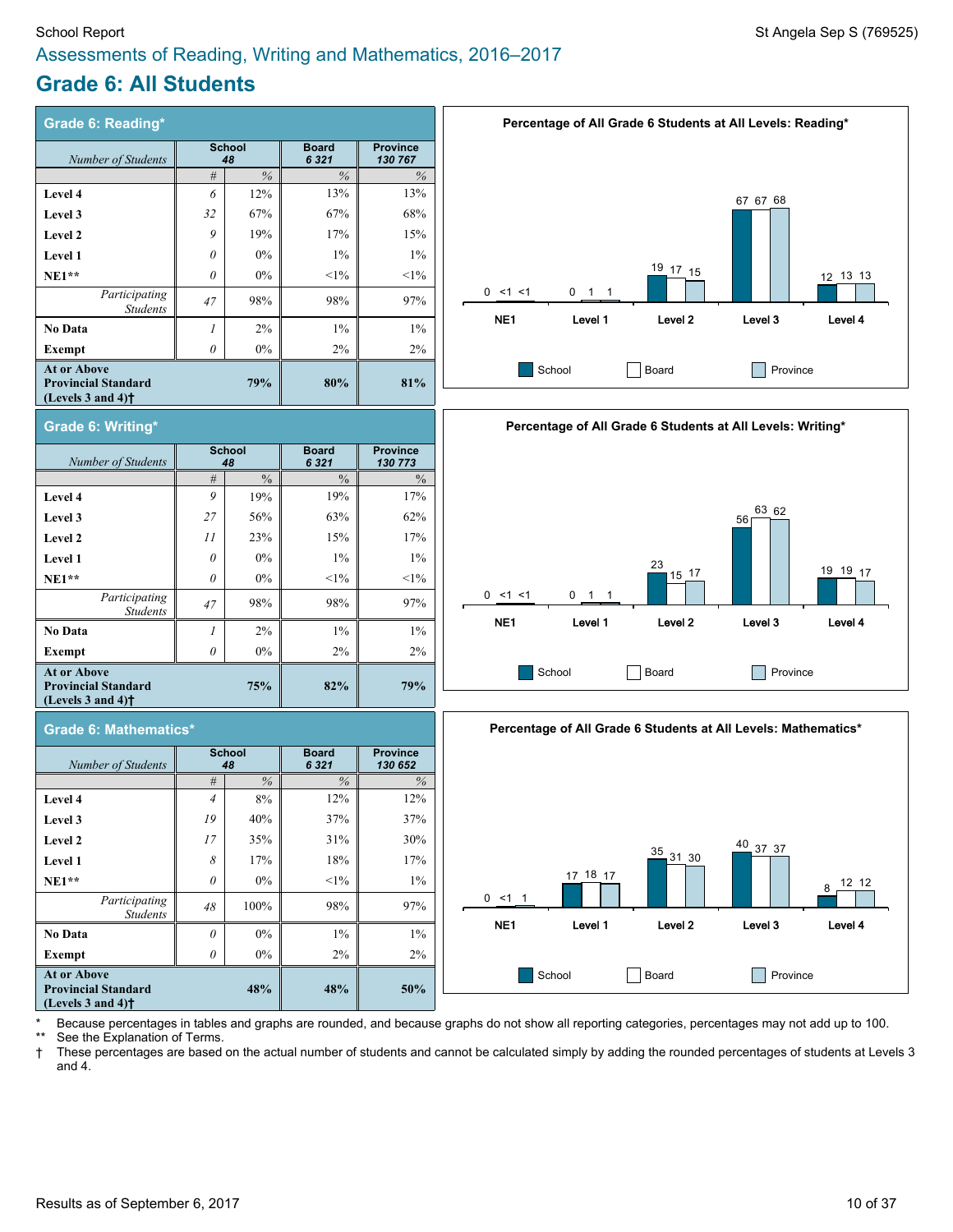# Assessments of Reading, Writing and Mathematics, 2016–2017

## Grade 6: All Students

### Grade 6: Reading*

| *Number of Students* | School 48 # | School 48 % | Board 6 321 % | Province 130 767 % |
|---|---|---|---|---|
| **Level 4** | 6 | 12% | 13% | 13% |
| **Level 3** | 32 | 67% | 67% | 68% |
| **Level 2** | 9 | 19% | 17% | 15% |
| **Level 1** | 0 | 0% | 1% | 1% |
| **NE1**** | 0 | 0% | <1% | <1% |
| *Participating Students* | 47 | 98% | 98% | 97% |
| **No Data** | 1 | 2% | 1% | 1% |
| **Exempt** | 0 | 0% | 2% | 2% |
| **At or Above Provincial Standard (Levels 3 and 4)†** | | **79%** | **80%** | **81%** |

**Percentage of All Grade 6 Students at All Levels: Reading***

| | NE1 | Level 1 | Level 2 | Level 3 | Level 4 |
|---|---|---|---|---|---|
| School | 0 | 0 | 19 | 67 | 12 |
| Board | <1 | 1 | 17 | 67 | 13 |
| Province | <1 | 1 | 15 | 68 | 13 |

### Grade 6: Writing*

| *Number of Students* | School 48 # | School 48 % | Board 6 321 % | Province 130 773 % |
|---|---|---|---|---|
| **Level 4** | 9 | 19% | 19% | 17% |
| **Level 3** | 27 | 56% | 63% | 62% |
| **Level 2** | 11 | 23% | 15% | 17% |
| **Level 1** | 0 | 0% | 1% | 1% |
| **NE1**** | 0 | 0% | <1% | <1% |
| *Participating Students* | 47 | 98% | 98% | 97% |
| **No Data** | 1 | 2% | 1% | 1% |
| **Exempt** | 0 | 0% | 2% | 2% |
| **At or Above Provincial Standard (Levels 3 and 4)†** | | **75%** | **82%** | **79%** |

**Percentage of All Grade 6 Students at All Levels: Writing***

| | NE1 | Level 1 | Level 2 | Level 3 | Level 4 |
|---|---|---|---|---|---|
| School | 0 | 0 | 23 | 56 | 19 |
| Board | <1 | 1 | 15 | 63 | 19 |
| Province | <1 | 1 | 17 | 62 | 17 |

### Grade 6: Mathematics*

| *Number of Students* | School 48 # | School 48 % | Board 6 321 % | Province 130 652 % |
|---|---|---|---|---|
| **Level 4** | 4 | 8% | 12% | 12% |
| **Level 3** | 19 | 40% | 37% | 37% |
| **Level 2** | 17 | 35% | 31% | 30% |
| **Level 1** | 8 | 17% | 18% | 17% |
| **NE1**** | 0 | 0% | <1% | 1% |
| *Participating Students* | 48 | 100% | 98% | 97% |
| **No Data** | 0 | 0% | 1% | 1% |
| **Exempt** | 0 | 0% | 2% | 2% |
| **At or Above Provincial Standard (Levels 3 and 4)†** | | **48%** | **48%** | **50%** |

**Percentage of All Grade 6 Students at All Levels: Mathematics***

| | NE1 | Level 1 | Level 2 | Level 3 | Level 4 |
|---|---|---|---|---|---|
| School | 0 | 17 | 35 | 40 | 8 |
| Board | <1 | 18 | 31 | 37 | 12 |
| Province | 1 | 17 | 30 | 37 | 12 |

\* Because percentages in tables and graphs are rounded, and because graphs do not show all reporting categories, percentages may not add up to 100.

** See the Explanation of Terms.

† These percentages are based on the actual number of students and cannot be calculated simply by adding the rounded percentages of students at Levels 3 and 4.

Results as of September 6, 2017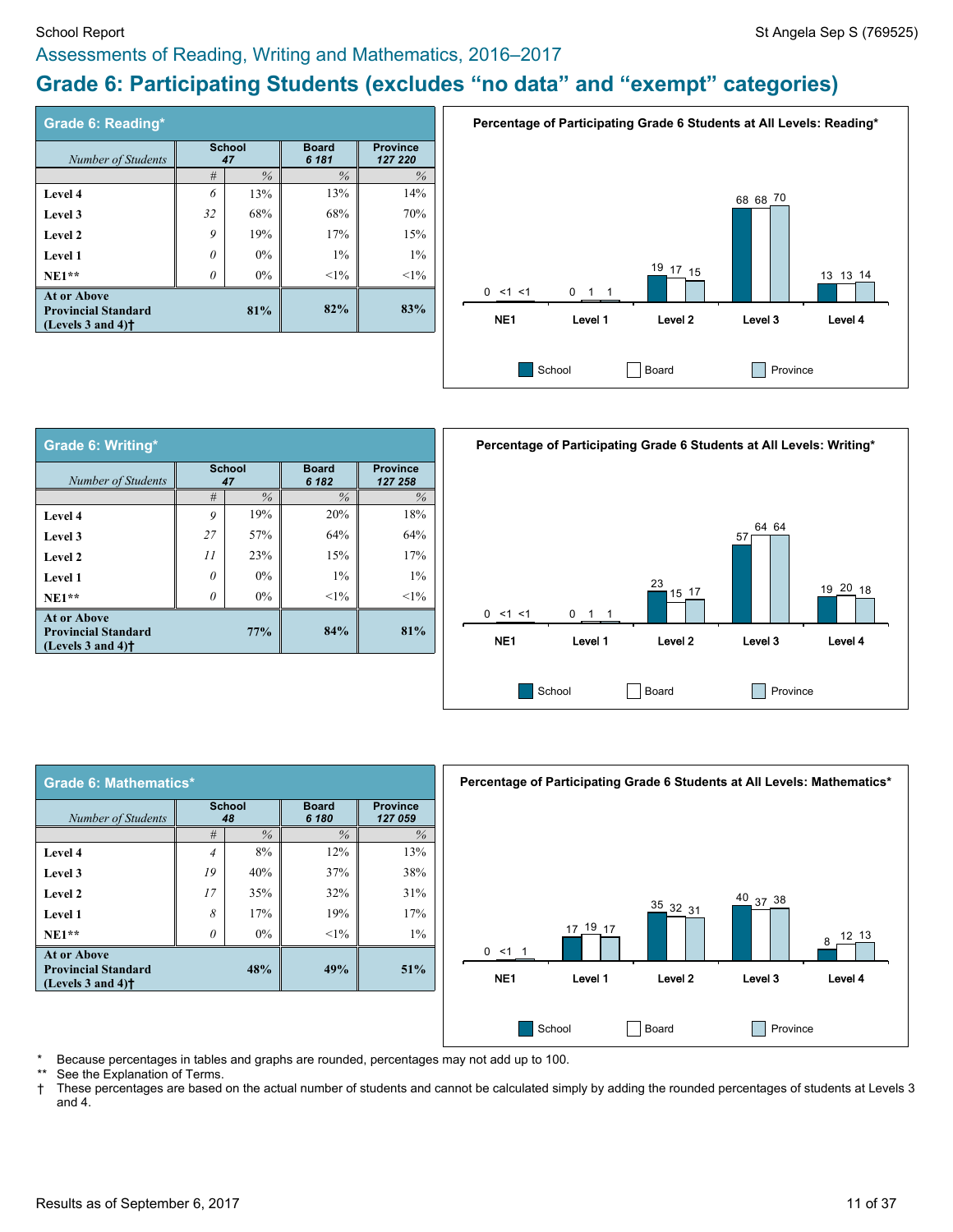School Report — St Angela Sep S (769525)

## Assessments of Reading, Writing and Mathematics, 2016–2017

# Grade 6: Participating Students (excludes "no data" and "exempt" categories)

### Grade 6: Reading*

| Number of Students | School 47 | | Board 6 181 | Province 127 220 |
|---|---|---|---|---|
| | # | % | % | % |
| **Level 4** | 6 | 13% | 13% | 14% |
| **Level 3** | 32 | 68% | 68% | 70% |
| **Level 2** | 9 | 19% | 17% | 15% |
| **Level 1** | 0 | 0% | 1% | 1% |
| **NE1**** | 0 | 0% | <1% | <1% |
| **At or Above Provincial Standard (Levels 3 and 4)†** | | **81%** | **82%** | **83%** |

**Percentage of Participating Grade 6 Students at All Levels: Reading***

| | School | Board | Province |
|---|---|---|---|
| NE1 | 0 | <1 | <1 |
| Level 1 | 0 | 1 | 1 |
| Level 2 | 19 | 17 | 15 |
| Level 3 | 68 | 68 | 70 |
| Level 4 | 13 | 13 | 14 |

### Grade 6: Writing*

| Number of Students | School 47 | | Board 6 182 | Province 127 258 |
|---|---|---|---|---|
| | # | % | % | % |
| **Level 4** | 9 | 19% | 20% | 18% |
| **Level 3** | 27 | 57% | 64% | 64% |
| **Level 2** | 11 | 23% | 15% | 17% |
| **Level 1** | 0 | 0% | 1% | 1% |
| **NE1**** | 0 | 0% | <1% | <1% |
| **At or Above Provincial Standard (Levels 3 and 4)†** | | **77%** | **84%** | **81%** |

**Percentage of Participating Grade 6 Students at All Levels: Writing***

| | School | Board | Province |
|---|---|---|---|
| NE1 | 0 | <1 | <1 |
| Level 1 | 0 | 1 | 1 |
| Level 2 | 23 | 15 | 17 |
| Level 3 | 57 | 64 | 64 |
| Level 4 | 19 | 20 | 18 |

### Grade 6: Mathematics*

| Number of Students | School 48 | | Board 6 180 | Province 127 059 |
|---|---|---|---|---|
| | # | % | % | % |
| **Level 4** | 4 | 8% | 12% | 13% |
| **Level 3** | 19 | 40% | 37% | 38% |
| **Level 2** | 17 | 35% | 32% | 31% |
| **Level 1** | 8 | 17% | 19% | 17% |
| **NE1**** | 0 | 0% | <1% | 1% |
| **At or Above Provincial Standard (Levels 3 and 4)†** | | **48%** | **49%** | **51%** |

**Percentage of Participating Grade 6 Students at All Levels: Mathematics***

| | School | Board | Province |
|---|---|---|---|
| NE1 | 0 | <1 | 1 |
| Level 1 | 17 | 19 | 17 |
| Level 2 | 35 | 32 | 31 |
| Level 3 | 40 | 37 | 38 |
| Level 4 | 8 | 12 | 13 |

\* Because percentages in tables and graphs are rounded, percentages may not add up to 100.

** See the Explanation of Terms.

† These percentages are based on the actual number of students and cannot be calculated simply by adding the rounded percentages of students at Levels 3 and 4.

Results as of September 6, 2017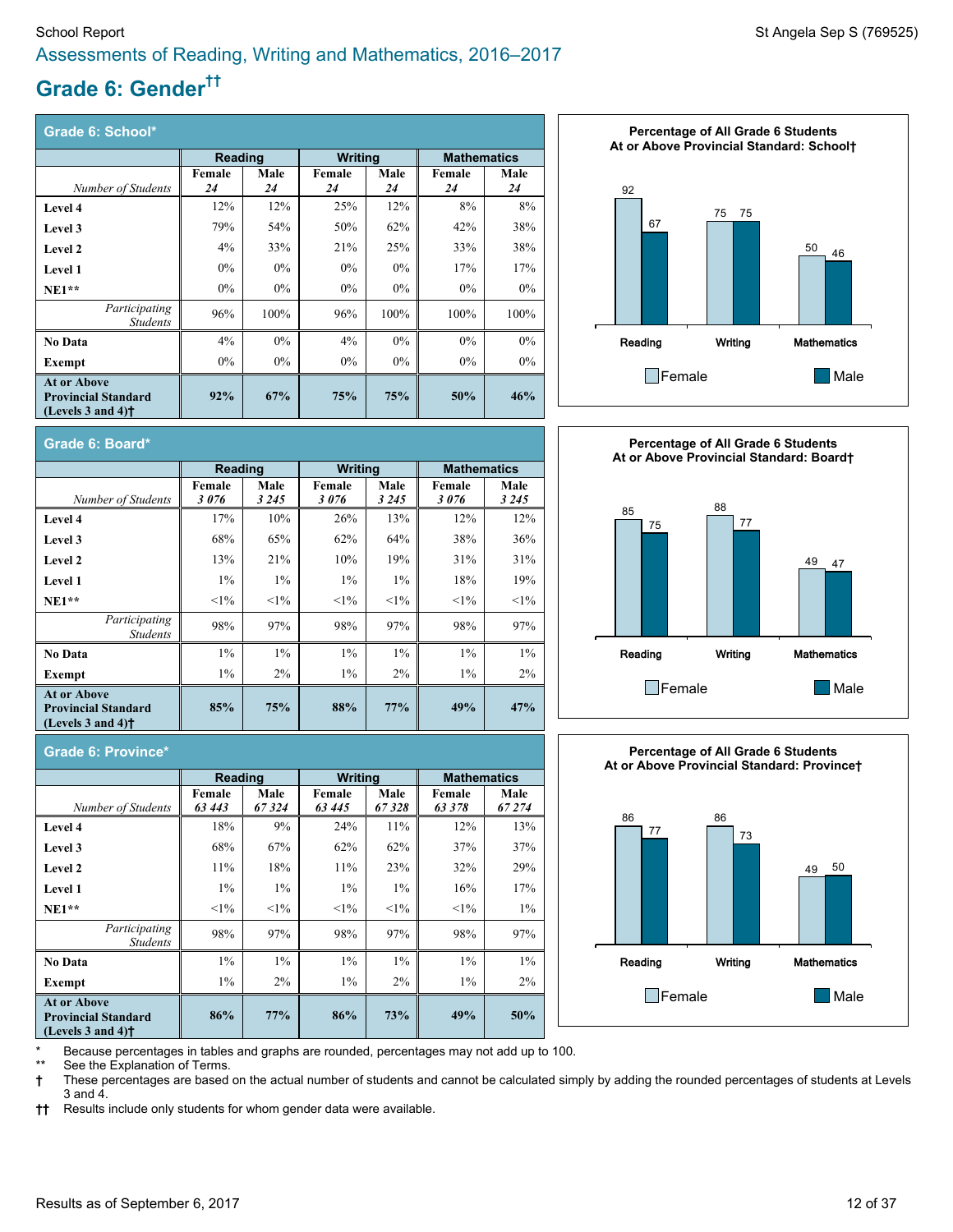School Report

St Angela Sep S (769525)

## Assessments of Reading, Writing and Mathematics, 2016–2017

# Grade 6: Gender††

### Grade 6: School*

| | Reading | | Writing | | Mathematics | |
|---|---|---|---|---|---|---|
| *Number of Students* | **Female** *24* | **Male** *24* | **Female** *24* | **Male** *24* | **Female** *24* | **Male** *24* |
| **Level 4** | 12% | 12% | 25% | 12% | 8% | 8% |
| **Level 3** | 79% | 54% | 50% | 62% | 42% | 38% |
| **Level 2** | 4% | 33% | 21% | 25% | 33% | 38% |
| **Level 1** | 0% | 0% | 0% | 0% | 17% | 17% |
| **NE1**** | 0% | 0% | 0% | 0% | 0% | 0% |
| *Participating Students* | 96% | 100% | 96% | 100% | 100% | 100% |
| **No Data** | 4% | 0% | 4% | 0% | 0% | 0% |
| **Exempt** | 0% | 0% | 0% | 0% | 0% | 0% |
| **At or Above Provincial Standard (Levels 3 and 4)†** | **92%** | **67%** | **75%** | **75%** | **50%** | **46%** |

**Percentage of All Grade 6 Students At or Above Provincial Standard: School†**

| | Female | Male |
|---|---|---|
| Reading | 92 | 67 |
| Writing | 75 | 75 |
| Mathematics | 50 | 46 |

### Grade 6: Board*

| | Reading | | Writing | | Mathematics | |
|---|---|---|---|---|---|---|
| *Number of Students* | **Female** *3 076* | **Male** *3 245* | **Female** *3 076* | **Male** *3 245* | **Female** *3 076* | **Male** *3 245* |
| **Level 4** | 17% | 10% | 26% | 13% | 12% | 12% |
| **Level 3** | 68% | 65% | 62% | 64% | 38% | 36% |
| **Level 2** | 13% | 21% | 10% | 19% | 31% | 31% |
| **Level 1** | 1% | 1% | 1% | 1% | 18% | 19% |
| **NE1**** | <1% | <1% | <1% | <1% | <1% | <1% |
| *Participating Students* | 98% | 97% | 98% | 97% | 98% | 97% |
| **No Data** | 1% | 1% | 1% | 1% | 1% | 1% |
| **Exempt** | 1% | 2% | 1% | 2% | 1% | 2% |
| **At or Above Provincial Standard (Levels 3 and 4)†** | **85%** | **75%** | **88%** | **77%** | **49%** | **47%** |

**Percentage of All Grade 6 Students At or Above Provincial Standard: Board†**

| | Female | Male |
|---|---|---|
| Reading | 85 | 75 |
| Writing | 88 | 77 |
| Mathematics | 49 | 47 |

### Grade 6: Province*

| | Reading | | Writing | | Mathematics | |
|---|---|---|---|---|---|---|
| *Number of Students* | **Female** *63 443* | **Male** *67 324* | **Female** *63 445* | **Male** *67 328* | **Female** *63 378* | **Male** *67 274* |
| **Level 4** | 18% | 9% | 24% | 11% | 12% | 13% |
| **Level 3** | 68% | 67% | 62% | 62% | 37% | 37% |
| **Level 2** | 11% | 18% | 11% | 23% | 32% | 29% |
| **Level 1** | 1% | 1% | 1% | 1% | 16% | 17% |
| **NE1**** | <1% | <1% | <1% | <1% | <1% | 1% |
| *Participating Students* | 98% | 97% | 98% | 97% | 98% | 97% |
| **No Data** | 1% | 1% | 1% | 1% | 1% | 1% |
| **Exempt** | 1% | 2% | 1% | 2% | 1% | 2% |
| **At or Above Provincial Standard (Levels 3 and 4)†** | **86%** | **77%** | **86%** | **73%** | **49%** | **50%** |

**Percentage of All Grade 6 Students At or Above Provincial Standard: Province†**

| | Female | Male |
|---|---|---|
| Reading | 86 | 77 |
| Writing | 86 | 73 |
| Mathematics | 49 | 50 |

\* Because percentages in tables and graphs are rounded, percentages may not add up to 100.

** See the Explanation of Terms.

† These percentages are based on the actual number of students and cannot be calculated simply by adding the rounded percentages of students at Levels 3 and 4.

†† Results include only students for whom gender data were available.

Results as of September 6, 2017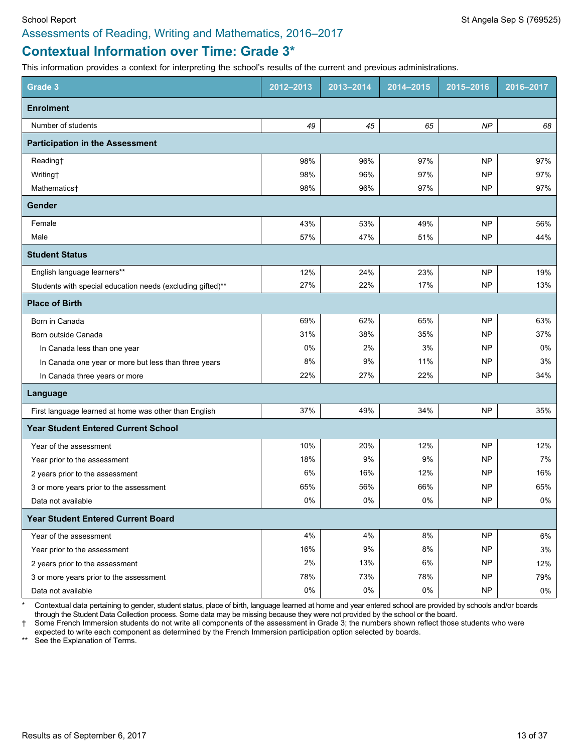## Assessments of Reading, Writing and Mathematics, 2016–2017

# Contextual Information over Time: Grade 3*

This information provides a context for interpreting the school's results of the current and previous administrations.

| Grade 3 | 2012–2013 | 2013–2014 | 2014–2015 | 2015–2016 | 2016–2017 |
|---|---|---|---|---|---|
| **Enrolment** | | | | | |
| Number of students | *49* | *45* | *65* | *NP* | *68* |
| **Participation in the Assessment** | | | | | |
| Reading† | 98% | 96% | 97% | NP | 97% |
| Writing† | 98% | 96% | 97% | NP | 97% |
| Mathematics† | 98% | 96% | 97% | NP | 97% |
| **Gender** | | | | | |
| Female | 43% | 53% | 49% | NP | 56% |
| Male | 57% | 47% | 51% | NP | 44% |
| **Student Status** | | | | | |
| English language learners** | 12% | 24% | 23% | NP | 19% |
| Students with special education needs (excluding gifted)** | 27% | 22% | 17% | NP | 13% |
| **Place of Birth** | | | | | |
| Born in Canada | 69% | 62% | 65% | NP | 63% |
| Born outside Canada | 31% | 38% | 35% | NP | 37% |
| In Canada less than one year | 0% | 2% | 3% | NP | 0% |
| In Canada one year or more but less than three years | 8% | 9% | 11% | NP | 3% |
| In Canada three years or more | 22% | 27% | 22% | NP | 34% |
| **Language** | | | | | |
| First language learned at home was other than English | 37% | 49% | 34% | NP | 35% |
| **Year Student Entered Current School** | | | | | |
| Year of the assessment | 10% | 20% | 12% | NP | 12% |
| Year prior to the assessment | 18% | 9% | 9% | NP | 7% |
| 2 years prior to the assessment | 6% | 16% | 12% | NP | 16% |
| 3 or more years prior to the assessment | 65% | 56% | 66% | NP | 65% |
| Data not available | 0% | 0% | 0% | NP | 0% |
| **Year Student Entered Current Board** | | | | | |
| Year of the assessment | 4% | 4% | 8% | NP | 6% |
| Year prior to the assessment | 16% | 9% | 8% | NP | 3% |
| 2 years prior to the assessment | 2% | 13% | 6% | NP | 12% |
| 3 or more years prior to the assessment | 78% | 73% | 78% | NP | 79% |
| Data not available | 0% | 0% | 0% | NP | 0% |

\* Contextual data pertaining to gender, student status, place of birth, language learned at home and year entered school are provided by schools and/or boards through the Student Data Collection process. Some data may be missing because they were not provided by the school or the board.

† Some French Immersion students do not write all components of the assessment in Grade 3; the numbers shown reflect those students who were expected to write each component as determined by the French Immersion participation option selected by boards.

** See the Explanation of Terms.

Results as of September 6, 2017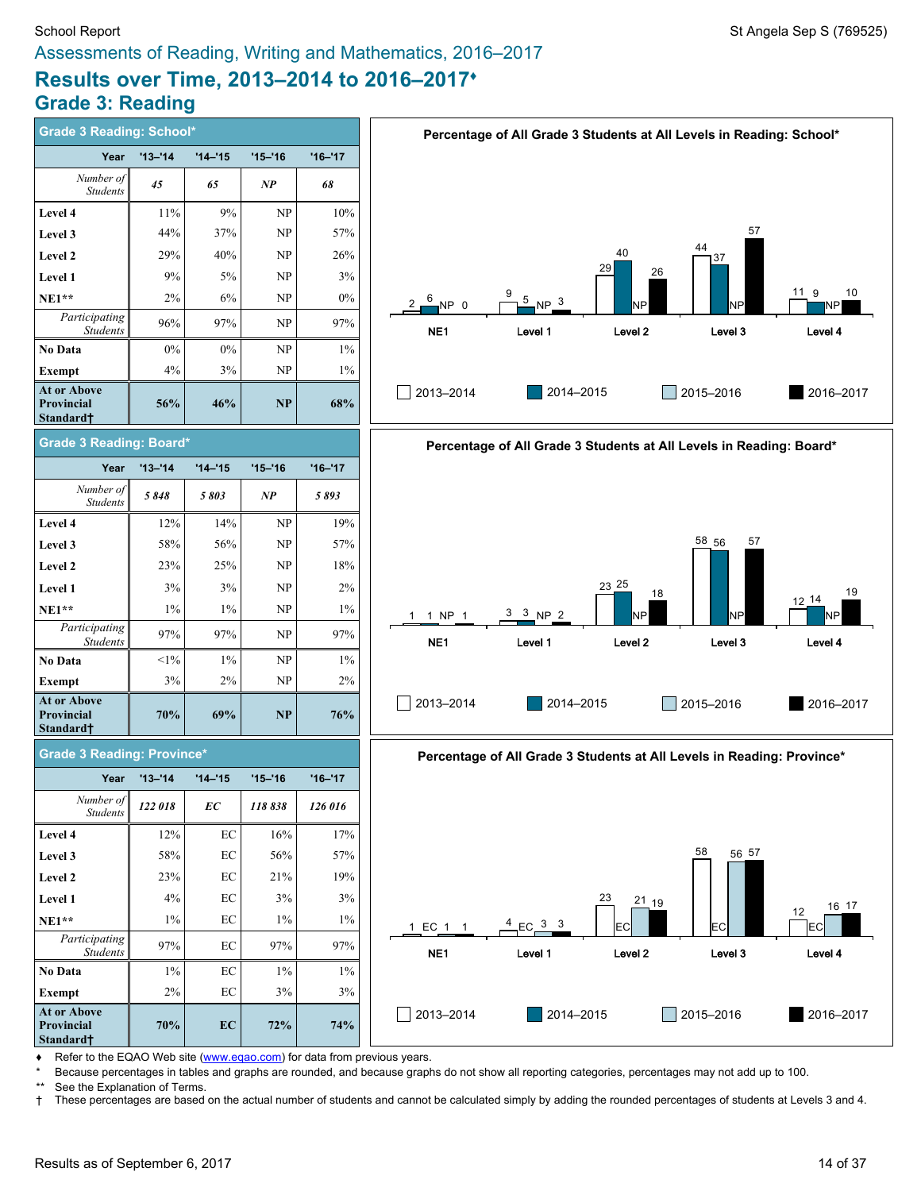School Report — St Angela Sep S (769525)

Assessments of Reading, Writing and Mathematics, 2016–2017

# Results over Time, 2013–2014 to 2016–2017♦

## Grade 3: Reading

### Grade 3 Reading: School*

| Year | '13–'14 | '14–'15 | '15–'16 | '16–'17 |
|---|---|---|---|---|
| *Number of Students* | *45* | *65* | *NP* | *68* |
| **Level 4** | 11% | 9% | NP | 10% |
| **Level 3** | 44% | 37% | NP | 57% |
| **Level 2** | 29% | 40% | NP | 26% |
| **Level 1** | 9% | 5% | NP | 3% |
| **NE1**** | 2% | 6% | NP | 0% |
| *Participating Students* | 96% | 97% | NP | 97% |
| **No Data** | 0% | 0% | NP | 1% |
| **Exempt** | 4% | 3% | NP | 1% |
| **At or Above Provincial Standard†** | **56%** | **46%** | **NP** | **68%** |

**Percentage of All Grade 3 Students at All Levels in Reading: School***

| | 2013–2014 | 2014–2015 | 2015–2016 | 2016–2017 |
|---|---|---|---|---|
| NE1 | 2 | 6 | NP | 0 |
| Level 1 | 9 | 5 | NP | 3 |
| Level 2 | 29 | 40 | NP | 26 |
| Level 3 | 44 | 37 | NP | 57 |
| Level 4 | 11 | 9 | NP | 10 |

### Grade 3 Reading: Board*

| Year | '13–'14 | '14–'15 | '15–'16 | '16–'17 |
|---|---|---|---|---|
| *Number of Students* | *5 848* | *5 803* | *NP* | *5 893* |
| **Level 4** | 12% | 14% | NP | 19% |
| **Level 3** | 58% | 56% | NP | 57% |
| **Level 2** | 23% | 25% | NP | 18% |
| **Level 1** | 3% | 3% | NP | 2% |
| **NE1**** | 1% | 1% | NP | 1% |
| *Participating Students* | 97% | 97% | NP | 97% |
| **No Data** | <1% | 1% | NP | 1% |
| **Exempt** | 3% | 2% | NP | 2% |
| **At or Above Provincial Standard†** | **70%** | **69%** | **NP** | **76%** |

**Percentage of All Grade 3 Students at All Levels in Reading: Board***

| | 2013–2014 | 2014–2015 | 2015–2016 | 2016–2017 |
|---|---|---|---|---|
| NE1 | 1 | 1 | NP | 1 |
| Level 1 | 3 | 3 | NP | 2 |
| Level 2 | 23 | 25 | NP | 18 |
| Level 3 | 58 | 56 | NP | 57 |
| Level 4 | 12 | 14 | NP | 19 |

### Grade 3 Reading: Province*

| Year | '13–'14 | '14–'15 | '15–'16 | '16–'17 |
|---|---|---|---|---|
| *Number of Students* | *122 018* | *EC* | *118 838* | *126 016* |
| **Level 4** | 12% | EC | 16% | 17% |
| **Level 3** | 58% | EC | 56% | 57% |
| **Level 2** | 23% | EC | 21% | 19% |
| **Level 1** | 4% | EC | 3% | 3% |
| **NE1**** | 1% | EC | 1% | 1% |
| *Participating Students* | 97% | EC | 97% | 97% |
| **No Data** | 1% | EC | 1% | 1% |
| **Exempt** | 2% | EC | 3% | 3% |
| **At or Above Provincial Standard†** | **70%** | **EC** | **72%** | **74%** |

**Percentage of All Grade 3 Students at All Levels in Reading: Province***

| | 2013–2014 | 2014–2015 | 2015–2016 | 2016–2017 |
|---|---|---|---|---|
| NE1 | 1 | EC | 1 | 1 |
| Level 1 | 4 | EC | 3 | 3 |
| Level 2 | 23 | EC | 21 | 19 |
| Level 3 | 58 | EC | 56 | 57 |
| Level 4 | 12 | EC | 16 | 17 |

♦ Refer to the EQAO Web site (www.eqao.com) for data from previous years.

\* Because percentages in tables and graphs are rounded, and because graphs do not show all reporting categories, percentages may not add up to 100.

** See the Explanation of Terms.

† These percentages are based on the actual number of students and cannot be calculated simply by adding the rounded percentages of students at Levels 3 and 4.

Results as of September 6, 2017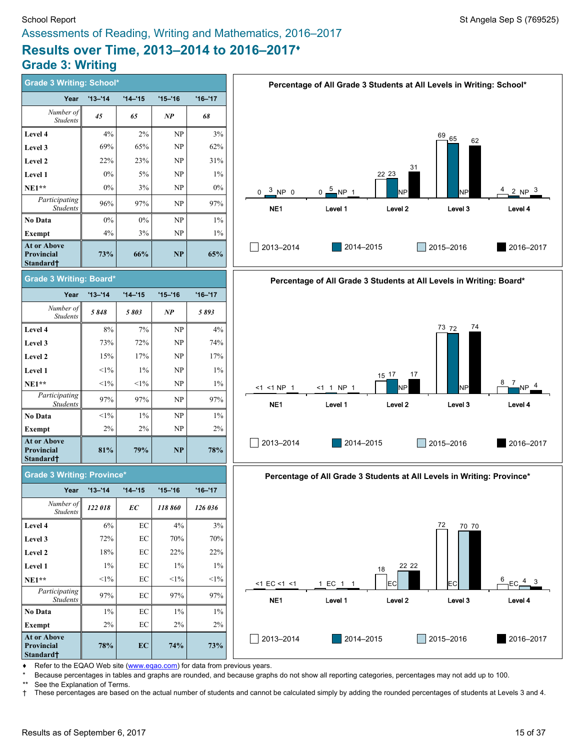School Report

St Angela Sep S (769525)

Assessments of Reading, Writing and Mathematics, 2016–2017

# Results over Time, 2013–2014 to 2016–2017♦

## Grade 3: Writing

### Grade 3 Writing: School*

| Year | '13–'14 | '14–'15 | '15–'16 | '16–'17 |
|---|---|---|---|---|
| *Number of Students* | *45* | *65* | *NP* | *68* |
| **Level 4** | 4% | 2% | NP | 3% |
| **Level 3** | 69% | 65% | NP | 62% |
| **Level 2** | 22% | 23% | NP | 31% |
| **Level 1** | 0% | 5% | NP | 1% |
| **NE1**** | 0% | 3% | NP | 0% |
| *Participating Students* | 96% | 97% | NP | 97% |
| **No Data** | 0% | 0% | NP | 1% |
| **Exempt** | 4% | 3% | NP | 1% |
| **At or Above Provincial Standard†** | **73%** | **66%** | **NP** | **65%** |

**Percentage of All Grade 3 Students at All Levels in Writing: School***

| | 2013–2014 | 2014–2015 | 2015–2016 | 2016–2017 |
|---|---|---|---|---|
| NE1 | 0 | 3 | NP | 0 |
| Level 1 | 0 | 5 | NP | 1 |
| Level 2 | 22 | 23 | NP | 31 |
| Level 3 | 69 | 65 | NP | 62 |
| Level 4 | 4 | 2 | NP | 3 |

### Grade 3 Writing: Board*

| Year | '13–'14 | '14–'15 | '15–'16 | '16–'17 |
|---|---|---|---|---|
| *Number of Students* | *5 848* | *5 803* | *NP* | *5 893* |
| **Level 4** | 8% | 7% | NP | 4% |
| **Level 3** | 73% | 72% | NP | 74% |
| **Level 2** | 15% | 17% | NP | 17% |
| **Level 1** | <1% | 1% | NP | 1% |
| **NE1**** | <1% | <1% | NP | 1% |
| *Participating Students* | 97% | 97% | NP | 97% |
| **No Data** | <1% | 1% | NP | 1% |
| **Exempt** | 2% | 2% | NP | 2% |
| **At or Above Provincial Standard†** | **81%** | **79%** | **NP** | **78%** |

**Percentage of All Grade 3 Students at All Levels in Writing: Board***

| | 2013–2014 | 2014–2015 | 2015–2016 | 2016–2017 |
|---|---|---|---|---|
| NE1 | <1 | <1 | NP | 1 |
| Level 1 | <1 | 1 | NP | 1 |
| Level 2 | 15 | 17 | NP | 17 |
| Level 3 | 73 | 72 | NP | 74 |
| Level 4 | 8 | 7 | NP | 4 |

### Grade 3 Writing: Province*

| Year | '13–'14 | '14–'15 | '15–'16 | '16–'17 |
|---|---|---|---|---|
| *Number of Students* | *122 018* | *EC* | *118 860* | *126 036* |
| **Level 4** | 6% | EC | 4% | 3% |
| **Level 3** | 72% | EC | 70% | 70% |
| **Level 2** | 18% | EC | 22% | 22% |
| **Level 1** | 1% | EC | 1% | 1% |
| **NE1**** | <1% | EC | <1% | <1% |
| *Participating Students* | 97% | EC | 97% | 97% |
| **No Data** | 1% | EC | 1% | 1% |
| **Exempt** | 2% | EC | 2% | 2% |
| **At or Above Provincial Standard†** | **78%** | **EC** | **74%** | **73%** |

**Percentage of All Grade 3 Students at All Levels in Writing: Province***

| | 2013–2014 | 2014–2015 | 2015–2016 | 2016–2017 |
|---|---|---|---|---|
| NE1 | <1 | EC | <1 | <1 |
| Level 1 | 1 | EC | 1 | 1 |
| Level 2 | 18 | EC | 22 | 22 |
| Level 3 | 72 | EC | 70 | 70 |
| Level 4 | 6 | EC | 4 | 3 |

♦ Refer to the EQAO Web site (www.eqao.com) for data from previous years.

\* Because percentages in tables and graphs are rounded, and because graphs do not show all reporting categories, percentages may not add up to 100.

** See the Explanation of Terms.

† These percentages are based on the actual number of students and cannot be calculated simply by adding the rounded percentages of students at Levels 3 and 4.

Results as of September 6, 2017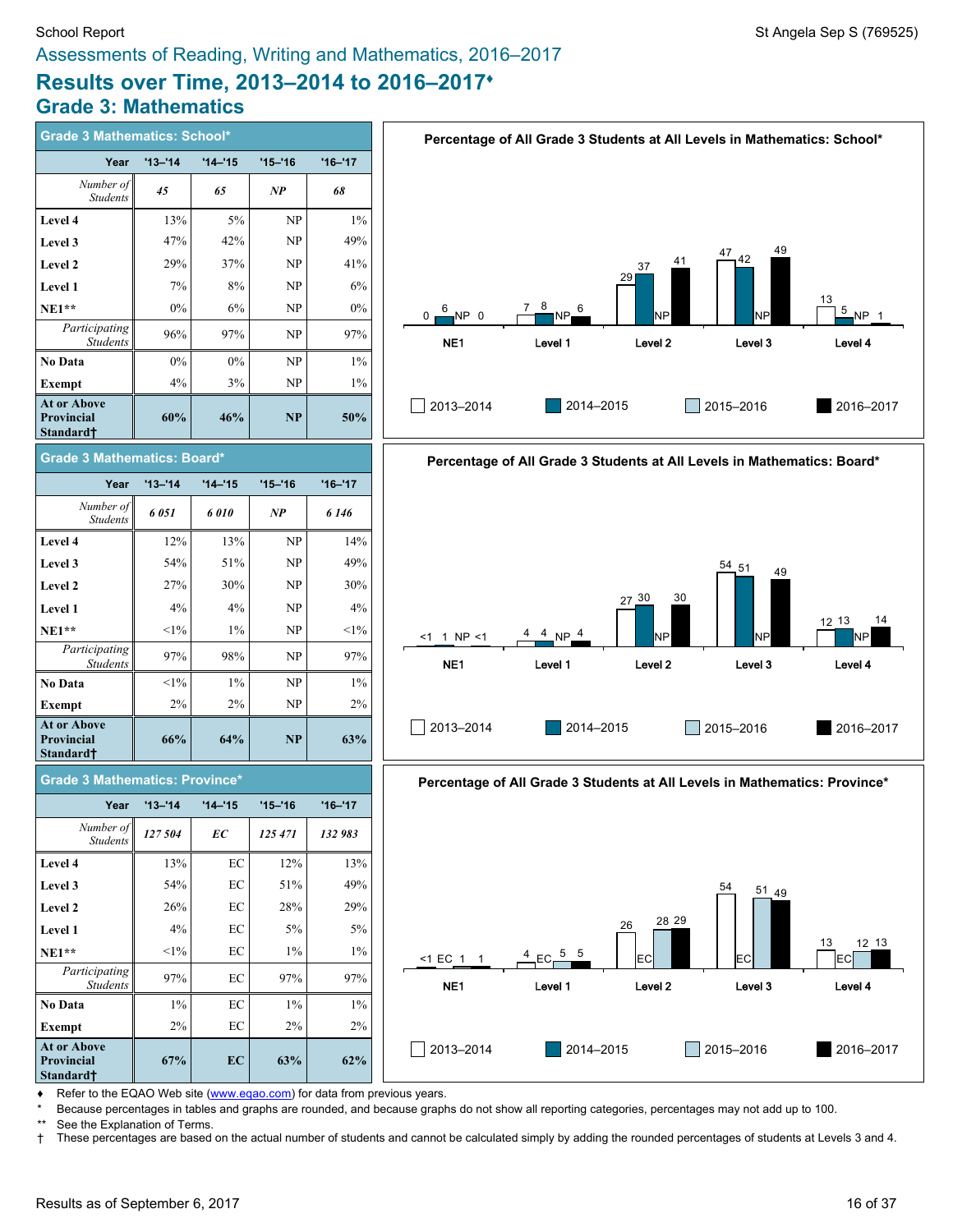School Report — St Angela Sep S (769525)

Assessments of Reading, Writing and Mathematics, 2016–2017

# Results over Time, 2013–2014 to 2016–2017♦

## Grade 3: Mathematics

### Grade 3 Mathematics: School*

| Year | '13–'14 | '14–'15 | '15–'16 | '16–'17 |
|---|---|---|---|---|
| *Number of Students* | *45* | *65* | *NP* | *68* |
| **Level 4** | 13% | 5% | NP | 1% |
| **Level 3** | 47% | 42% | NP | 49% |
| **Level 2** | 29% | 37% | NP | 41% |
| **Level 1** | 7% | 8% | NP | 6% |
| **NE1**** | 0% | 6% | NP | 0% |
| *Participating Students* | 96% | 97% | NP | 97% |
| **No Data** | 0% | 0% | NP | 1% |
| **Exempt** | 4% | 3% | NP | 1% |
| **At or Above Provincial Standard†** | **60%** | **46%** | **NP** | **50%** |

**Percentage of All Grade 3 Students at All Levels in Mathematics: School***

| | 2013–2014 | 2014–2015 | 2015–2016 | 2016–2017 |
|---|---|---|---|---|
| NE1 | 0 | 6 | NP | 0 |
| Level 1 | 7 | 8 | NP | 6 |
| Level 2 | 29 | 37 | NP | 41 |
| Level 3 | 47 | 42 | NP | 49 |
| Level 4 | 13 | 5 | NP | 1 |

### Grade 3 Mathematics: Board*

| Year | '13–'14 | '14–'15 | '15–'16 | '16–'17 |
|---|---|---|---|---|
| *Number of Students* | *6 051* | *6 010* | *NP* | *6 146* |
| **Level 4** | 12% | 13% | NP | 14% |
| **Level 3** | 54% | 51% | NP | 49% |
| **Level 2** | 27% | 30% | NP | 30% |
| **Level 1** | 4% | 4% | NP | 4% |
| **NE1**** | <1% | 1% | NP | <1% |
| *Participating Students* | 97% | 98% | NP | 97% |
| **No Data** | <1% | 1% | NP | 1% |
| **Exempt** | 2% | 2% | NP | 2% |
| **At or Above Provincial Standard†** | **66%** | **64%** | **NP** | **63%** |

**Percentage of All Grade 3 Students at All Levels in Mathematics: Board***

| | 2013–2014 | 2014–2015 | 2015–2016 | 2016–2017 |
|---|---|---|---|---|
| NE1 | <1 | 1 | NP | <1 |
| Level 1 | 4 | 4 | NP | 4 |
| Level 2 | 27 | 30 | NP | 30 |
| Level 3 | 54 | 51 | NP | 49 |
| Level 4 | 12 | 13 | NP | 14 |

### Grade 3 Mathematics: Province*

| Year | '13–'14 | '14–'15 | '15–'16 | '16–'17 |
|---|---|---|---|---|
| *Number of Students* | *127 504* | *EC* | *125 471* | *132 983* |
| **Level 4** | 13% | EC | 12% | 13% |
| **Level 3** | 54% | EC | 51% | 49% |
| **Level 2** | 26% | EC | 28% | 29% |
| **Level 1** | 4% | EC | 5% | 5% |
| **NE1**** | <1% | EC | 1% | 1% |
| *Participating Students* | 97% | EC | 97% | 97% |
| **No Data** | 1% | EC | 1% | 1% |
| **Exempt** | 2% | EC | 2% | 2% |
| **At or Above Provincial Standard†** | **67%** | **EC** | **63%** | **62%** |

**Percentage of All Grade 3 Students at All Levels in Mathematics: Province***

| | 2013–2014 | 2014–2015 | 2015–2016 | 2016–2017 |
|---|---|---|---|---|
| NE1 | <1 | EC | 1 | 1 |
| Level 1 | 4 | EC | 5 | 5 |
| Level 2 | 26 | EC | 28 | 29 |
| Level 3 | 54 | EC | 51 | 49 |
| Level 4 | 13 | EC | 12 | 13 |

♦ Refer to the EQAO Web site (www.eqao.com) for data from previous years.

\* Because percentages in tables and graphs are rounded, and because graphs do not show all reporting categories, percentages may not add up to 100.

** See the Explanation of Terms.

† These percentages are based on the actual number of students and cannot be calculated simply by adding the rounded percentages of students at Levels 3 and 4.

Results as of September 6, 2017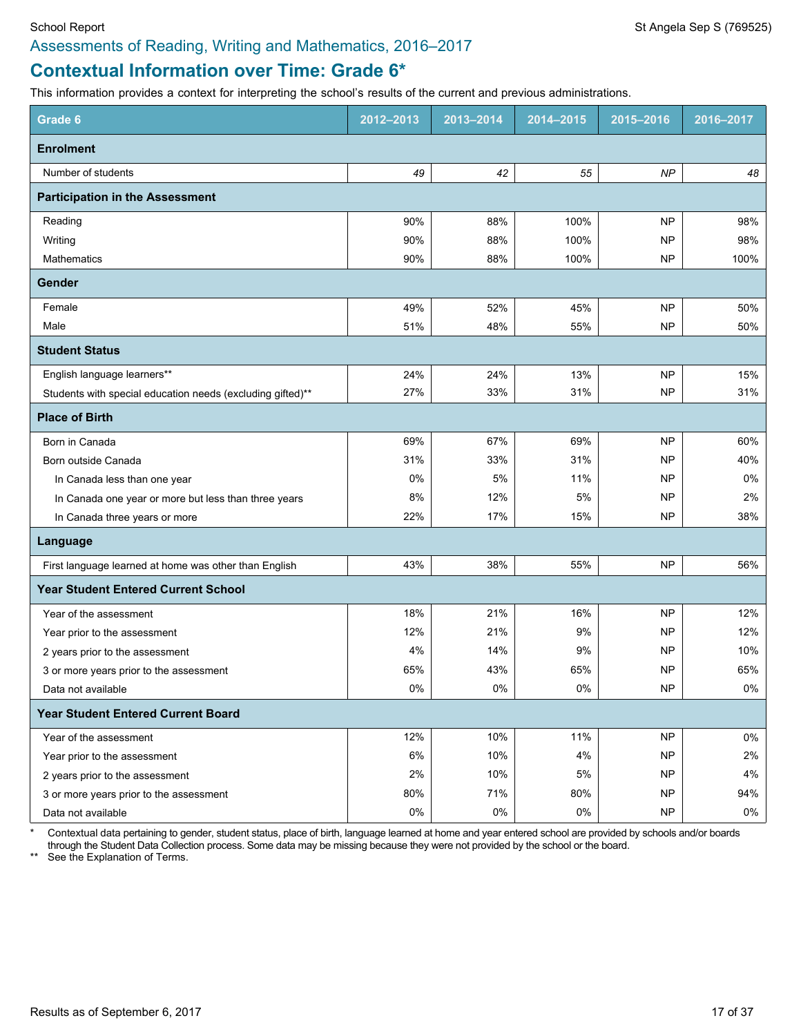School Report — St Angela Sep S (769525)

## Assessments of Reading, Writing and Mathematics, 2016–2017

# Contextual Information over Time: Grade 6*

This information provides a context for interpreting the school's results of the current and previous administrations.

| Grade 6 | 2012–2013 | 2013–2014 | 2014–2015 | 2015–2016 | 2016–2017 |
|---|---|---|---|---|---|
| **Enrolment** | | | | | |
| Number of students | *49* | *42* | *55* | *NP* | *48* |
| **Participation in the Assessment** | | | | | |
| Reading | 90% | 88% | 100% | NP | 98% |
| Writing | 90% | 88% | 100% | NP | 98% |
| Mathematics | 90% | 88% | 100% | NP | 100% |
| **Gender** | | | | | |
| Female | 49% | 52% | 45% | NP | 50% |
| Male | 51% | 48% | 55% | NP | 50% |
| **Student Status** | | | | | |
| English language learners** | 24% | 24% | 13% | NP | 15% |
| Students with special education needs (excluding gifted)** | 27% | 33% | 31% | NP | 31% |
| **Place of Birth** | | | | | |
| Born in Canada | 69% | 67% | 69% | NP | 60% |
| Born outside Canada | 31% | 33% | 31% | NP | 40% |
| In Canada less than one year | 0% | 5% | 11% | NP | 0% |
| In Canada one year or more but less than three years | 8% | 12% | 5% | NP | 2% |
| In Canada three years or more | 22% | 17% | 15% | NP | 38% |
| **Language** | | | | | |
| First language learned at home was other than English | 43% | 38% | 55% | NP | 56% |
| **Year Student Entered Current School** | | | | | |
| Year of the assessment | 18% | 21% | 16% | NP | 12% |
| Year prior to the assessment | 12% | 21% | 9% | NP | 12% |
| 2 years prior to the assessment | 4% | 14% | 9% | NP | 10% |
| 3 or more years prior to the assessment | 65% | 43% | 65% | NP | 65% |
| Data not available | 0% | 0% | 0% | NP | 0% |
| **Year Student Entered Current Board** | | | | | |
| Year of the assessment | 12% | 10% | 11% | NP | 0% |
| Year prior to the assessment | 6% | 10% | 4% | NP | 2% |
| 2 years prior to the assessment | 2% | 10% | 5% | NP | 4% |
| 3 or more years prior to the assessment | 80% | 71% | 80% | NP | 94% |
| Data not available | 0% | 0% | 0% | NP | 0% |

\* Contextual data pertaining to gender, student status, place of birth, language learned at home and year entered school are provided by schools and/or boards through the Student Data Collection process. Some data may be missing because they were not provided by the school or the board.

** See the Explanation of Terms.

Results as of September 6, 2017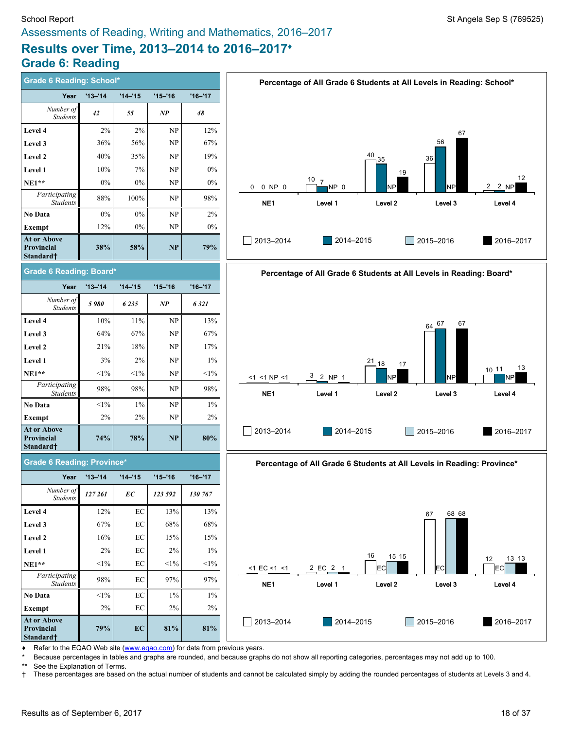School Report — St Angela Sep S (769525)

## Assessments of Reading, Writing and Mathematics, 2016–2017

# Results over Time, 2013–2014 to 2016–2017♦

## Grade 6: Reading

### Grade 6 Reading: School*

| Year | '13–'14 | '14–'15 | '15–'16 | '16–'17 |
|---|---|---|---|---|
| *Number of Students* | *42* | *55* | *NP* | *48* |
| **Level 4** | 2% | 2% | NP | 12% |
| **Level 3** | 36% | 56% | NP | 67% |
| **Level 2** | 40% | 35% | NP | 19% |
| **Level 1** | 10% | 7% | NP | 0% |
| **NE1**** | 0% | 0% | NP | 0% |
| *Participating Students* | 88% | 100% | NP | 98% |
| **No Data** | 0% | 0% | NP | 2% |
| **Exempt** | 12% | 0% | NP | 0% |
| **At or Above Provincial Standard†** | **38%** | **58%** | **NP** | **79%** |

**Percentage of All Grade 6 Students at All Levels in Reading: School***

| | 2013–2014 | 2014–2015 | 2015–2016 | 2016–2017 |
|---|---|---|---|---|
| NE1 | 0 | 0 | NP | 0 |
| Level 1 | 10 | 7 | NP | 0 |
| Level 2 | 40 | 35 | NP | 19 |
| Level 3 | 36 | 56 | NP | 67 |
| Level 4 | 2 | 2 | NP | 12 |

### Grade 6 Reading: Board*

| Year | '13–'14 | '14–'15 | '15–'16 | '16–'17 |
|---|---|---|---|---|
| *Number of Students* | *5 980* | *6 235* | *NP* | *6 321* |
| **Level 4** | 10% | 11% | NP | 13% |
| **Level 3** | 64% | 67% | NP | 67% |
| **Level 2** | 21% | 18% | NP | 17% |
| **Level 1** | 3% | 2% | NP | 1% |
| **NE1**** | <1% | <1% | NP | <1% |
| *Participating Students* | 98% | 98% | NP | 98% |
| **No Data** | <1% | 1% | NP | 1% |
| **Exempt** | 2% | 2% | NP | 2% |
| **At or Above Provincial Standard†** | **74%** | **78%** | **NP** | **80%** |

**Percentage of All Grade 6 Students at All Levels in Reading: Board***

| | 2013–2014 | 2014–2015 | 2015–2016 | 2016–2017 |
|---|---|---|---|---|
| NE1 | <1 | <1 | NP | <1 |
| Level 1 | 3 | 2 | NP | 1 |
| Level 2 | 21 | 18 | NP | 17 |
| Level 3 | 64 | 67 | NP | 67 |
| Level 4 | 10 | 11 | NP | 13 |

### Grade 6 Reading: Province*

| Year | '13–'14 | '14–'15 | '15–'16 | '16–'17 |
|---|---|---|---|---|
| *Number of Students* | *127 261* | *EC* | *123 592* | *130 767* |
| **Level 4** | 12% | EC | 13% | 13% |
| **Level 3** | 67% | EC | 68% | 68% |
| **Level 2** | 16% | EC | 15% | 15% |
| **Level 1** | 2% | EC | 2% | 1% |
| **NE1**** | <1% | EC | <1% | <1% |
| *Participating Students* | 98% | EC | 97% | 97% |
| **No Data** | <1% | EC | 1% | 1% |
| **Exempt** | 2% | EC | 2% | 2% |
| **At or Above Provincial Standard†** | **79%** | **EC** | **81%** | **81%** |

**Percentage of All Grade 6 Students at All Levels in Reading: Province***

| | 2013–2014 | 2014–2015 | 2015–2016 | 2016–2017 |
|---|---|---|---|---|
| NE1 | <1 | EC | <1 | <1 |
| Level 1 | 2 | EC | 2 | 1 |
| Level 2 | 16 | EC | 15 | 15 |
| Level 3 | 67 | EC | 68 | 68 |
| Level 4 | 12 | EC | 13 | 13 |

♦ Refer to the EQAO Web site (www.eqao.com) for data from previous years.

\* Because percentages in tables and graphs are rounded, and because graphs do not show all reporting categories, percentages may not add up to 100.

** See the Explanation of Terms.

† These percentages are based on the actual number of students and cannot be calculated simply by adding the rounded percentages of students at Levels 3 and 4.

Results as of September 6, 2017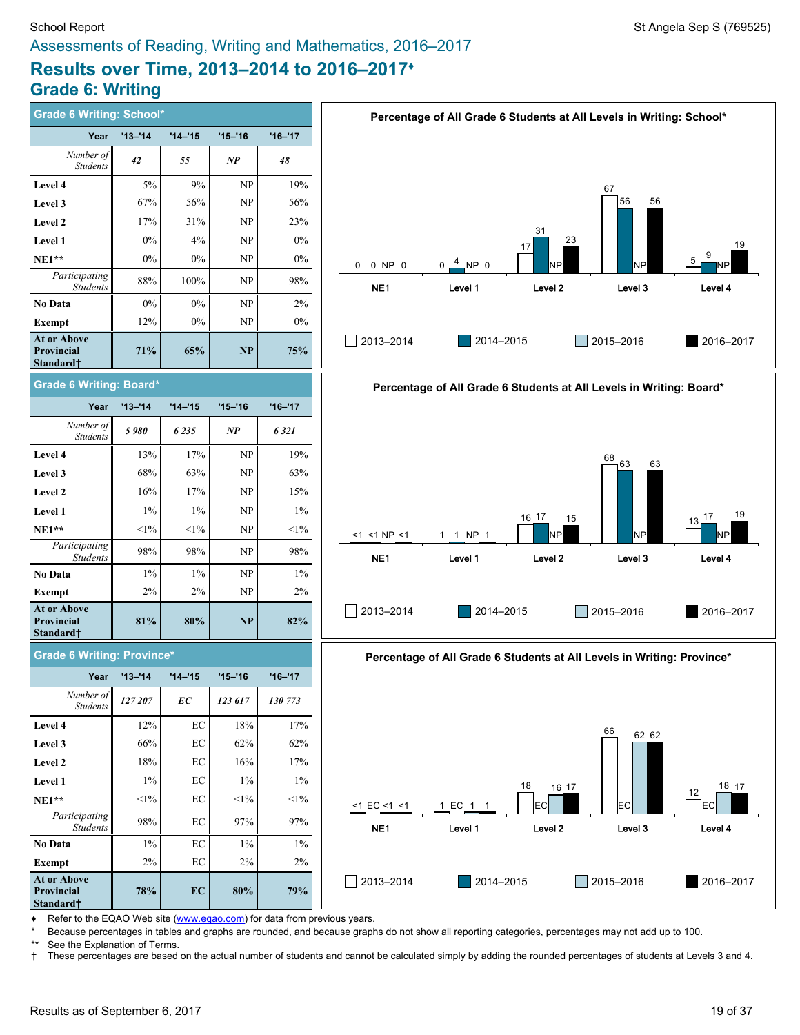School Report — St Angela Sep S (769525)

Assessments of Reading, Writing and Mathematics, 2016–2017

# Results over Time, 2013–2014 to 2016–2017♦

## Grade 6: Writing

### Grade 6 Writing: School*

| Year | '13–'14 | '14–'15 | '15–'16 | '16–'17 |
|---|---|---|---|---|
| *Number of Students* | *42* | *55* | *NP* | *48* |
| **Level 4** | 5% | 9% | NP | 19% |
| **Level 3** | 67% | 56% | NP | 56% |
| **Level 2** | 17% | 31% | NP | 23% |
| **Level 1** | 0% | 4% | NP | 0% |
| **NE1**** | 0% | 0% | NP | 0% |
| *Participating Students* | 88% | 100% | NP | 98% |
| **No Data** | 0% | 0% | NP | 2% |
| **Exempt** | 12% | 0% | NP | 0% |
| **At or Above Provincial Standard†** | **71%** | **65%** | **NP** | **75%** |

**Percentage of All Grade 6 Students at All Levels in Writing: School***

| | 2013–2014 | 2014–2015 | 2015–2016 | 2016–2017 |
|---|---|---|---|---|
| NE1 | 0 | 0 | NP | 0 |
| Level 1 | 0 | 4 | NP | 0 |
| Level 2 | 17 | 31 | NP | 23 |
| Level 3 | 67 | 56 | NP | 56 |
| Level 4 | 5 | 9 | NP | 19 |

### Grade 6 Writing: Board*

| Year | '13–'14 | '14–'15 | '15–'16 | '16–'17 |
|---|---|---|---|---|
| *Number of Students* | *5 980* | *6 235* | *NP* | *6 321* |
| **Level 4** | 13% | 17% | NP | 19% |
| **Level 3** | 68% | 63% | NP | 63% |
| **Level 2** | 16% | 17% | NP | 15% |
| **Level 1** | 1% | 1% | NP | 1% |
| **NE1**** | <1% | <1% | NP | <1% |
| *Participating Students* | 98% | 98% | NP | 98% |
| **No Data** | 1% | 1% | NP | 1% |
| **Exempt** | 2% | 2% | NP | 2% |
| **At or Above Provincial Standard†** | **81%** | **80%** | **NP** | **82%** |

**Percentage of All Grade 6 Students at All Levels in Writing: Board***

| | 2013–2014 | 2014–2015 | 2015–2016 | 2016–2017 |
|---|---|---|---|---|
| NE1 | <1 | <1 | NP | <1 |
| Level 1 | 1 | 1 | NP | 1 |
| Level 2 | 16 | 17 | NP | 15 |
| Level 3 | 68 | 63 | NP | 63 |
| Level 4 | 13 | 17 | NP | 19 |

### Grade 6 Writing: Province*

| Year | '13–'14 | '14–'15 | '15–'16 | '16–'17 |
|---|---|---|---|---|
| *Number of Students* | *127 207* | *EC* | *123 617* | *130 773* |
| **Level 4** | 12% | EC | 18% | 17% |
| **Level 3** | 66% | EC | 62% | 62% |
| **Level 2** | 18% | EC | 16% | 17% |
| **Level 1** | 1% | EC | 1% | 1% |
| **NE1**** | <1% | EC | <1% | <1% |
| *Participating Students* | 98% | EC | 97% | 97% |
| **No Data** | 1% | EC | 1% | 1% |
| **Exempt** | 2% | EC | 2% | 2% |
| **At or Above Provincial Standard†** | **78%** | **EC** | **80%** | **79%** |

**Percentage of All Grade 6 Students at All Levels in Writing: Province***

| | 2013–2014 | 2014–2015 | 2015–2016 | 2016–2017 |
|---|---|---|---|---|
| NE1 | <1 | EC | <1 | <1 |
| Level 1 | 1 | EC | 1 | 1 |
| Level 2 | 18 | EC | 16 | 17 |
| Level 3 | 66 | EC | 62 | 62 |
| Level 4 | 12 | EC | 18 | 17 |

♦ Refer to the EQAO Web site (www.eqao.com) for data from previous years.

\* Because percentages in tables and graphs are rounded, and because graphs do not show all reporting categories, percentages may not add up to 100.

** See the Explanation of Terms.

† These percentages are based on the actual number of students and cannot be calculated simply by adding the rounded percentages of students at Levels 3 and 4.

Results as of September 6, 2017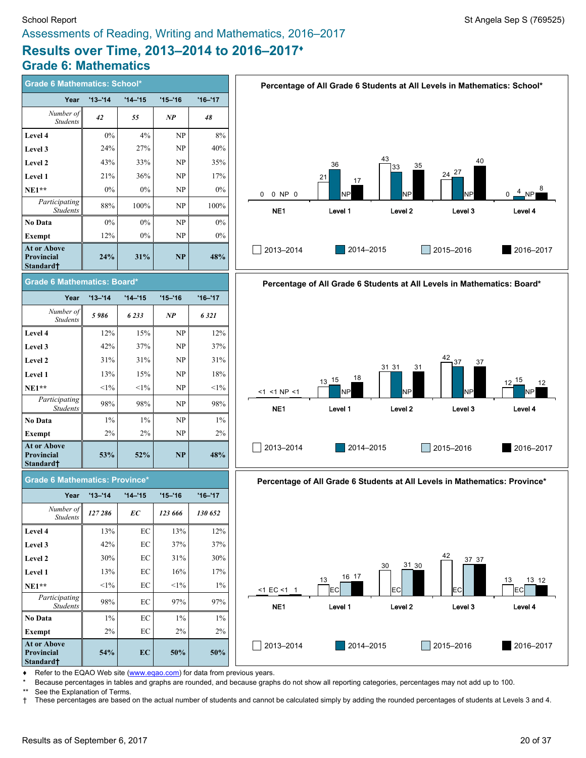Assessments of Reading, Writing and Mathematics, 2016–2017

# Results over Time, 2013–2014 to 2016–2017♦

## Grade 6: Mathematics

### Grade 6 Mathematics: School*

| Year | '13–'14 | '14–'15 | '15–'16 | '16–'17 |
|---|---|---|---|---|
| *Number of Students* | *42* | *55* | *NP* | *48* |
| Level 4 | 0% | 4% | NP | 8% |
| Level 3 | 24% | 27% | NP | 40% |
| Level 2 | 43% | 33% | NP | 35% |
| Level 1 | 21% | 36% | NP | 17% |
| NE1** | 0% | 0% | NP | 0% |
| *Participating Students* | 88% | 100% | NP | 100% |
| No Data | 0% | 0% | NP | 0% |
| Exempt | 12% | 0% | NP | 0% |
| **At or Above Provincial Standard†** | **24%** | **31%** | **NP** | **48%** |

**Percentage of All Grade 6 Students at All Levels in Mathematics: School***

| | NE1 | Level 1 | Level 2 | Level 3 | Level 4 |
|---|---|---|---|---|---|
| 2013–2014 | 0 | 21 | 43 | 24 | 0 |
| 2014–2015 | 0 | 36 | 33 | 27 | 4 |
| 2015–2016 | NP | NP | NP | NP | NP |
| 2016–2017 | 0 | 17 | 35 | 40 | 8 |

### Grade 6 Mathematics: Board*

| Year | '13–'14 | '14–'15 | '15–'16 | '16–'17 |
|---|---|---|---|---|
| *Number of Students* | *5 986* | *6 233* | *NP* | *6 321* |
| Level 4 | 12% | 15% | NP | 12% |
| Level 3 | 42% | 37% | NP | 37% |
| Level 2 | 31% | 31% | NP | 31% |
| Level 1 | 13% | 15% | NP | 18% |
| NE1** | <1% | <1% | NP | <1% |
| *Participating Students* | 98% | 98% | NP | 98% |
| No Data | 1% | 1% | NP | 1% |
| Exempt | 2% | 2% | NP | 2% |
| **At or Above Provincial Standard†** | **53%** | **52%** | **NP** | **48%** |

**Percentage of All Grade 6 Students at All Levels in Mathematics: Board***

| | NE1 | Level 1 | Level 2 | Level 3 | Level 4 |
|---|---|---|---|---|---|
| 2013–2014 | <1 | 13 | 31 | 42 | 12 |
| 2014–2015 | <1 | 15 | 31 | 37 | 15 |
| 2015–2016 | NP | NP | NP | NP | NP |
| 2016–2017 | <1 | 18 | 31 | 37 | 12 |

### Grade 6 Mathematics: Province*

| Year | '13–'14 | '14–'15 | '15–'16 | '16–'17 |
|---|---|---|---|---|
| *Number of Students* | *127 286* | *EC* | *123 666* | *130 652* |
| Level 4 | 13% | EC | 13% | 12% |
| Level 3 | 42% | EC | 37% | 37% |
| Level 2 | 30% | EC | 31% | 30% |
| Level 1 | 13% | EC | 16% | 17% |
| NE1** | <1% | EC | <1% | 1% |
| *Participating Students* | 98% | EC | 97% | 97% |
| No Data | 1% | EC | 1% | 1% |
| Exempt | 2% | EC | 2% | 2% |
| **At or Above Provincial Standard†** | **54%** | **EC** | **50%** | **50%** |

**Percentage of All Grade 6 Students at All Levels in Mathematics: Province***

| | NE1 | Level 1 | Level 2 | Level 3 | Level 4 |
|---|---|---|---|---|---|
| 2013–2014 | <1 | 13 | 30 | 42 | 13 |
| 2014–2015 | EC | EC | EC | EC | EC |
| 2015–2016 | <1 | 16 | 31 | 37 | 13 |
| 2016–2017 | 1 | 17 | 30 | 37 | 12 |

♦ Refer to the EQAO Web site (www.eqao.com) for data from previous years.

\* Because percentages in tables and graphs are rounded, and because graphs do not show all reporting categories, percentages may not add up to 100.

** See the Explanation of Terms.

† These percentages are based on the actual number of students and cannot be calculated simply by adding the rounded percentages of students at Levels 3 and 4.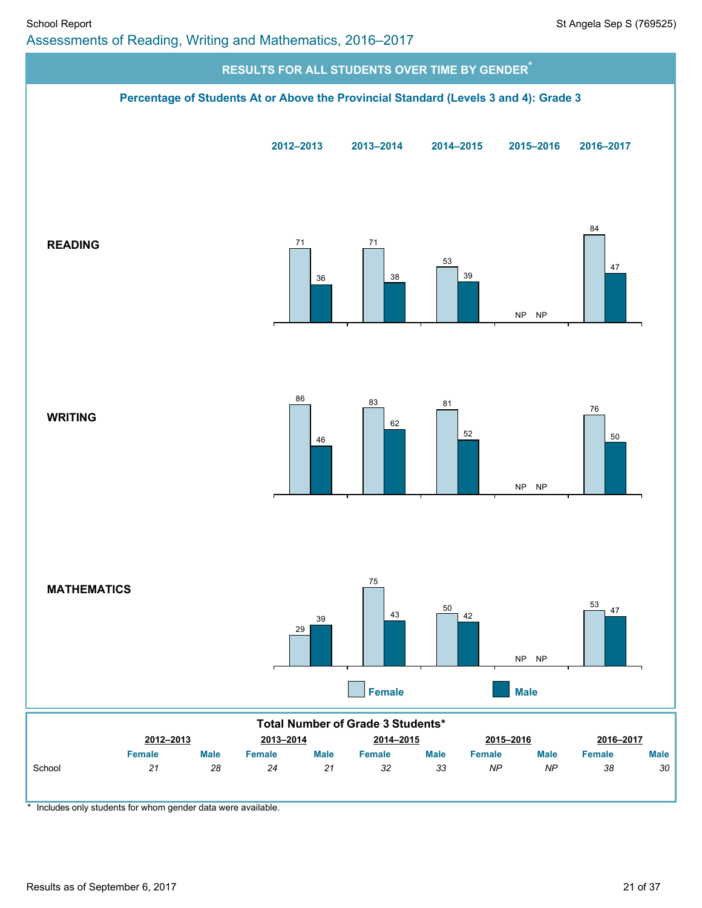# Assessments of Reading, Writing and Mathematics, 2016–2017

## RESULTS FOR ALL STUDENTS OVER TIME BY GENDER*

### Percentage of Students At or Above the Provincial Standard (Levels 3 and 4): Grade 3

| | 2012–2013 | | 2013–2014 | | 2014–2015 | | 2015–2016 | | 2016–2017 | |
|---|---|---|---|---|---|---|---|---|---|---|
| | Female | Male | Female | Male | Female | Male | Female | Male | Female | Male |
| **READING** | 71 | 36 | 71 | 38 | 53 | 39 | NP | NP | 84 | 47 |
| **WRITING** | 86 | 46 | 83 | 62 | 81 | 52 | NP | NP | 76 | 50 |
| **MATHEMATICS** | 29 | 39 | 75 | 43 | 50 | 42 | NP | NP | 53 | 47 |

### Total Number of Grade 3 Students*

| | 2012–2013 | | 2013–2014 | | 2014–2015 | | 2015–2016 | | 2016–2017 | |
|---|---|---|---|---|---|---|---|---|---|---|
| | Female | Male | Female | Male | Female | Male | Female | Male | Female | Male |
| School | *21* | *28* | *24* | *21* | *32* | *33* | *NP* | *NP* | *38* | *30* |

\* Includes only students for whom gender data were available.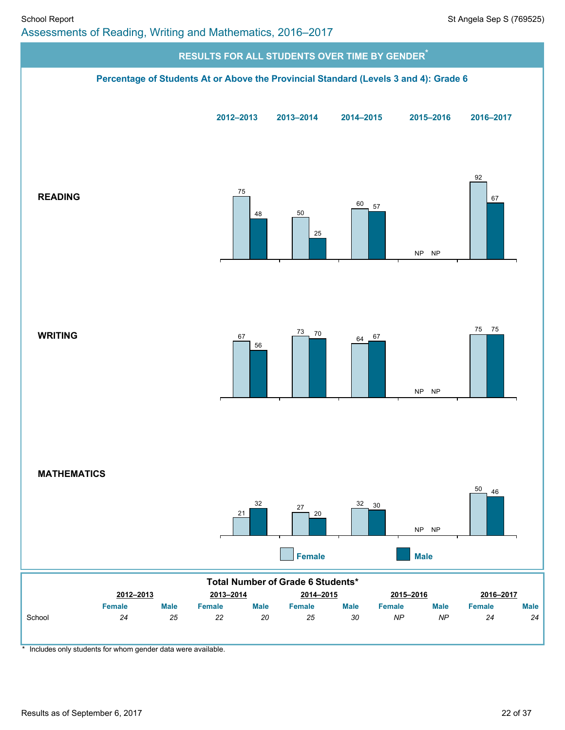## Assessments of Reading, Writing and Mathematics, 2016–2017

### RESULTS FOR ALL STUDENTS OVER TIME BY GENDER*

**Percentage of Students At or Above the Provincial Standard (Levels 3 and 4): Grade 6**

| | 2012–2013 | | 2013–2014 | | 2014–2015 | | 2015–2016 | | 2016–2017 | |
|---|---|---|---|---|---|---|---|---|---|---|
| | Female | Male | Female | Male | Female | Male | Female | Male | Female | Male |
| **READING** | 75 | 48 | 50 | 25 | 60 | 57 | NP | NP | 92 | 67 |
| **WRITING** | 67 | 56 | 73 | 70 | 64 | 67 | NP | NP | 75 | 75 |
| **MATHEMATICS** | 21 | 32 | 27 | 20 | 32 | 30 | NP | NP | 50 | 46 |

**Total Number of Grade 6 Students***

| | 2012–2013 | | 2013–2014 | | 2014–2015 | | 2015–2016 | | 2016–2017 | |
|---|---|---|---|---|---|---|---|---|---|---|
| | Female | Male | Female | Male | Female | Male | Female | Male | Female | Male |
| School | *24* | *25* | *22* | *20* | *25* | *30* | *NP* | *NP* | *24* | *24* |

\* Includes only students for whom gender data were available.

Results as of September 6, 2017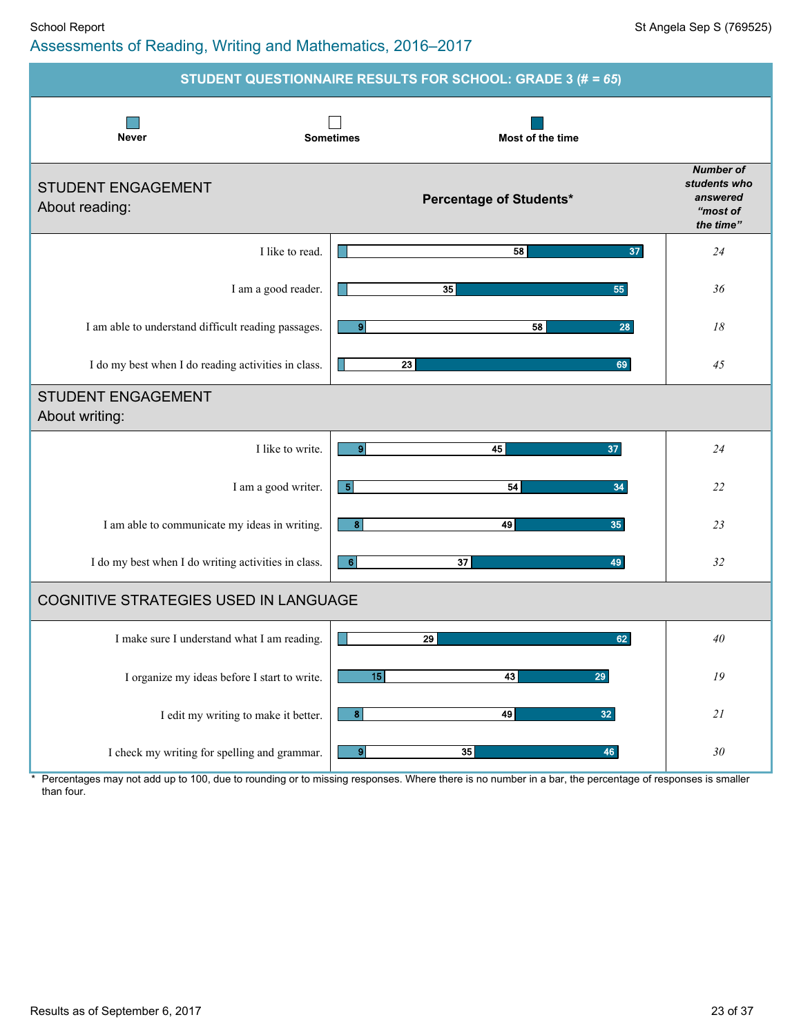School Report

St Angela Sep S (769525)

# Assessments of Reading, Writing and Mathematics, 2016–2017

## STUDENT QUESTIONNAIRE RESULTS FOR SCHOOL: GRADE 3 (# = *65*)

Legend: Never | Sometimes | Most of the time

### STUDENT ENGAGEMENT About reading:

| Statement | Never (%) | Sometimes (%) | Most of the time (%) | Number of students who answered "most of the time" |
|---|---|---|---|---|
| I like to read. | | 58 | 37 | 24 |
| I am a good reader. | | 35 | 55 | 36 |
| I am able to understand difficult reading passages. | 9 | 58 | 28 | 18 |
| I do my best when I do reading activities in class. | | 23 | 69 | 45 |

### STUDENT ENGAGEMENT About writing:

| Statement | Never (%) | Sometimes (%) | Most of the time (%) | Number of students who answered "most of the time" |
|---|---|---|---|---|
| I like to write. | 9 | 45 | 37 | 24 |
| I am a good writer. | 5 | 54 | 34 | 22 |
| I am able to communicate my ideas in writing. | 8 | 49 | 35 | 23 |
| I do my best when I do writing activities in class. | 6 | 37 | 49 | 32 |

### COGNITIVE STRATEGIES USED IN LANGUAGE

| Statement | Never (%) | Sometimes (%) | Most of the time (%) | Number of students who answered "most of the time" |
|---|---|---|---|---|
| I make sure I understand what I am reading. | | 29 | 62 | 40 |
| I organize my ideas before I start to write. | 15 | 43 | 29 | 19 |
| I edit my writing to make it better. | 8 | 49 | 32 | 21 |
| I check my writing for spelling and grammar. | 9 | 35 | 46 | 30 |

\* Percentages may not add up to 100, due to rounding or to missing responses. Where there is no number in a bar, the percentage of responses is smaller than four.

Results as of September 6, 2017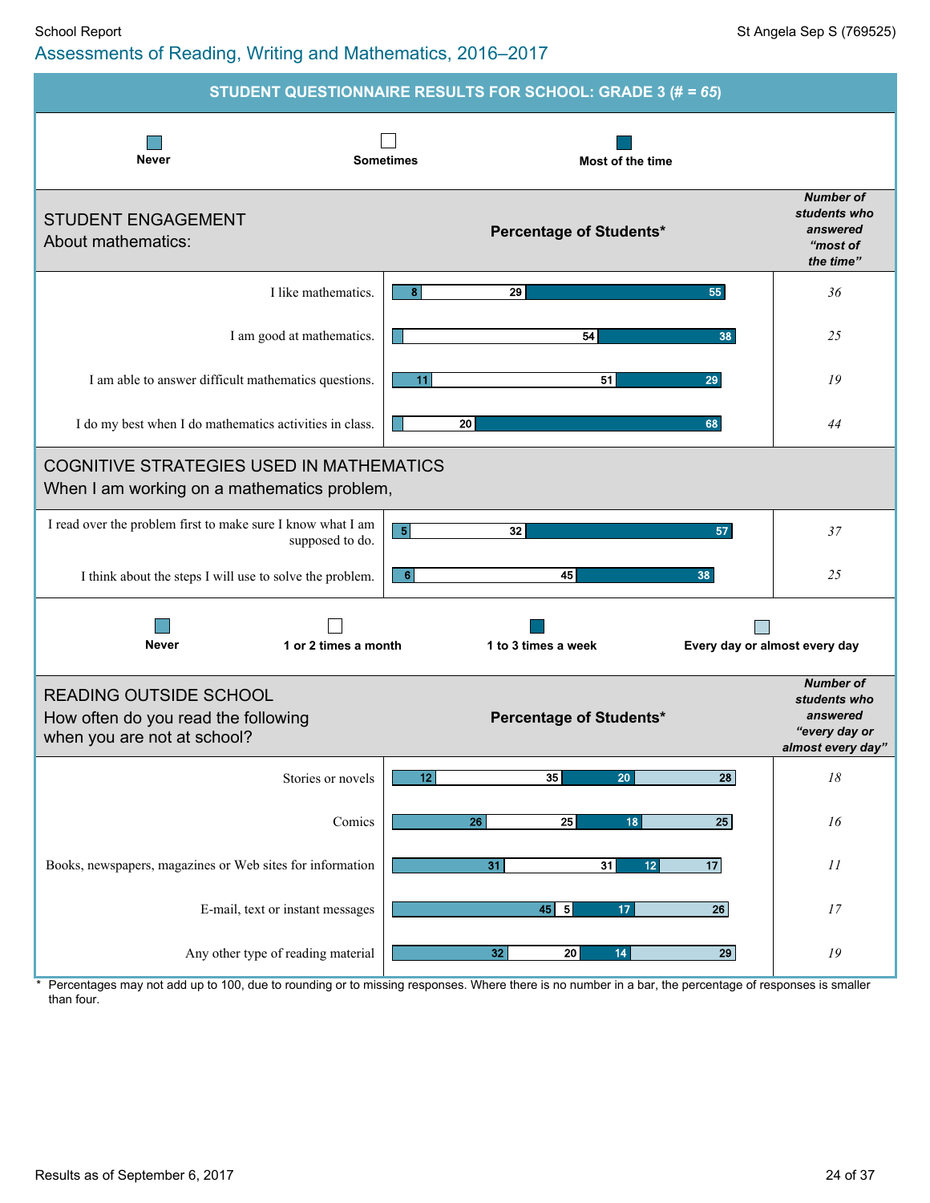School Report

St Angela Sep S (769525)

## Assessments of Reading, Writing and Mathematics, 2016–2017

### STUDENT QUESTIONNAIRE RESULTS FOR SCHOOL: GRADE 3 (# = *65*)

#### STUDENT ENGAGEMENT
About mathematics:

| Statement | Never (%) | Sometimes (%) | Most of the time (%) | Number of students who answered "most of the time" |
|---|---|---|---|---|
| I like mathematics. | 8 | 29 | 55 | *36* |
| I am good at mathematics. | | 54 | 38 | *25* |
| I am able to answer difficult mathematics questions. | 11 | 51 | 29 | *19* |
| I do my best when I do mathematics activities in class. | | 20 | 68 | *44* |

#### COGNITIVE STRATEGIES USED IN MATHEMATICS
When I am working on a mathematics problem,

| Statement | Never (%) | Sometimes (%) | Most of the time (%) | Number of students who answered "most of the time" |
|---|---|---|---|---|
| I read over the problem first to make sure I know what I am supposed to do. | 5 | 32 | 57 | *37* |
| I think about the steps I will use to solve the problem. | 6 | 45 | 38 | *25* |

#### READING OUTSIDE SCHOOL
How often do you read the following when you are not at school?

| Reading material | Never (%) | 1 or 2 times a month (%) | 1 to 3 times a week (%) | Every day or almost every day (%) | Number of students who answered "every day or almost every day" |
|---|---|---|---|---|---|
| Stories or novels | 12 | 35 | 20 | 28 | *18* |
| Comics | 26 | 25 | 18 | 25 | *16* |
| Books, newspapers, magazines or Web sites for information | 31 | 31 | 12 | 17 | *11* |
| E-mail, text or instant messages | 45 | 5 | 17 | 26 | *17* |
| Any other type of reading material | 32 | 20 | 14 | 29 | *19* |

\* Percentages may not add up to 100, due to rounding or to missing responses. Where there is no number in a bar, the percentage of responses is smaller than four.

Results as of September 6, 2017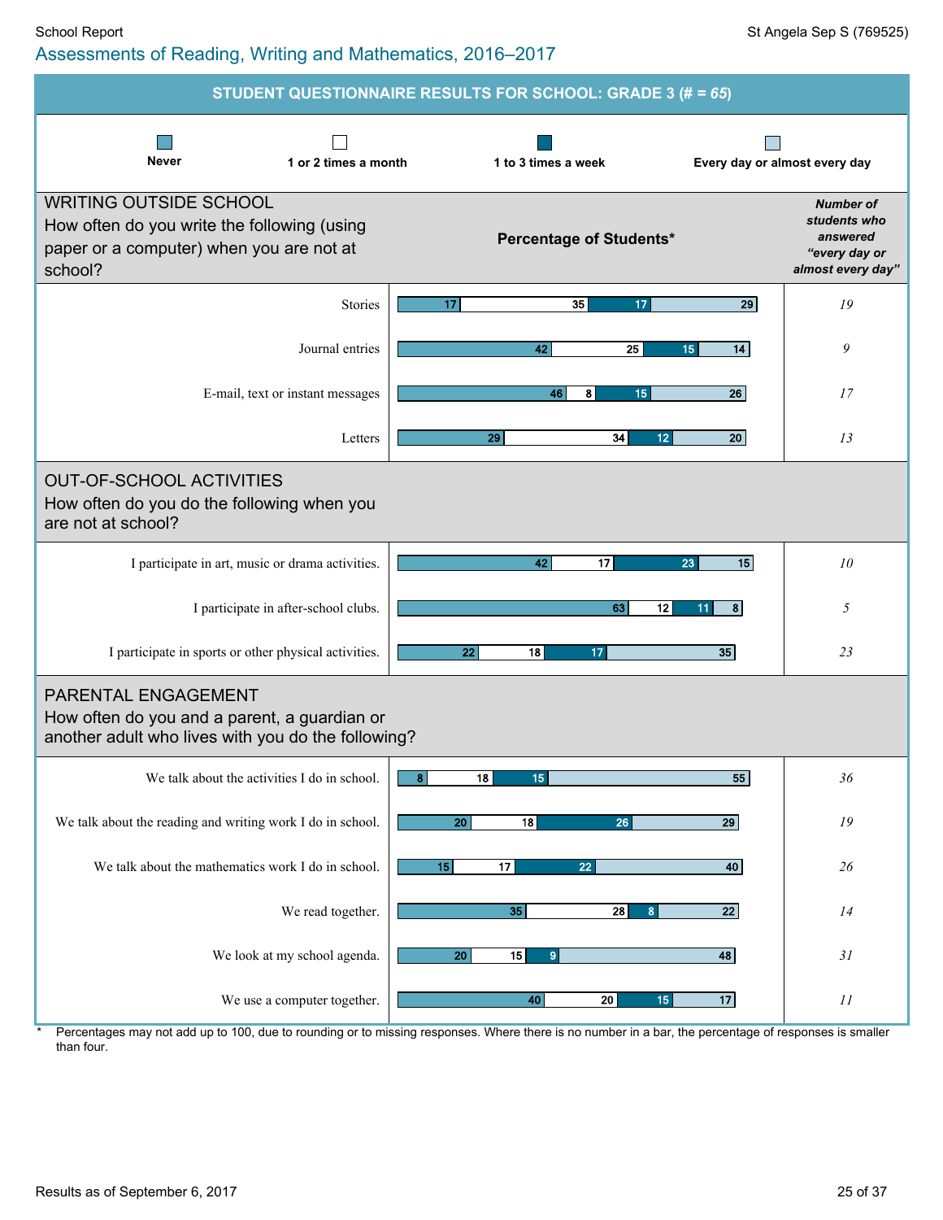School Report

St Angela Sep S (769525)

## Assessments of Reading, Writing and Mathematics, 2016–2017

### STUDENT QUESTIONNAIRE RESULTS FOR SCHOOL: GRADE 3 (# = *65*)

Legend: Never | 1 or 2 times a month | 1 to 3 times a week | Every day or almost every day

| | Never | 1 or 2 times a month | 1 to 3 times a week | Every day or almost every day | Number of students who answered "every day or almost every day" |
|---|---|---|---|---|---|
| **WRITING OUTSIDE SCHOOL** How often do you write the following (using paper or a computer) when you are not at school? | | | | | |
| Stories | 17 | 35 | 17 | 29 | *19* |
| Journal entries | 42 | 25 | 15 | 14 | *9* |
| E-mail, text or instant messages | 46 | 8 | 15 | 26 | *17* |
| Letters | 29 | 34 | 12 | 20 | *13* |
| **OUT-OF-SCHOOL ACTIVITIES** How often do you do the following when you are not at school? | | | | | |
| I participate in art, music or drama activities. | 42 | 17 | 23 | 15 | *10* |
| I participate in after-school clubs. | 63 | 12 | 11 | 8 | *5* |
| I participate in sports or other physical activities. | 22 | 18 | 17 | 35 | *23* |
| **PARENTAL ENGAGEMENT** How often do you and a parent, a guardian or another adult who lives with you do the following? | | | | | |
| We talk about the activities I do in school. | 8 | 18 | 15 | 55 | *36* |
| We talk about the reading and writing work I do in school. | 20 | 18 | 26 | 29 | *19* |
| We talk about the mathematics work I do in school. | 15 | 17 | 22 | 40 | *26* |
| We read together. | 35 | 28 | 8 | 22 | *14* |
| We look at my school agenda. | 20 | 15 | 9 | 48 | *31* |
| We use a computer together. | 40 | 20 | 15 | 17 | *11* |

Percentage of Students*

\* Percentages may not add up to 100, due to rounding or to missing responses. Where there is no number in a bar, the percentage of responses is smaller than four.

Results as of September 6, 2017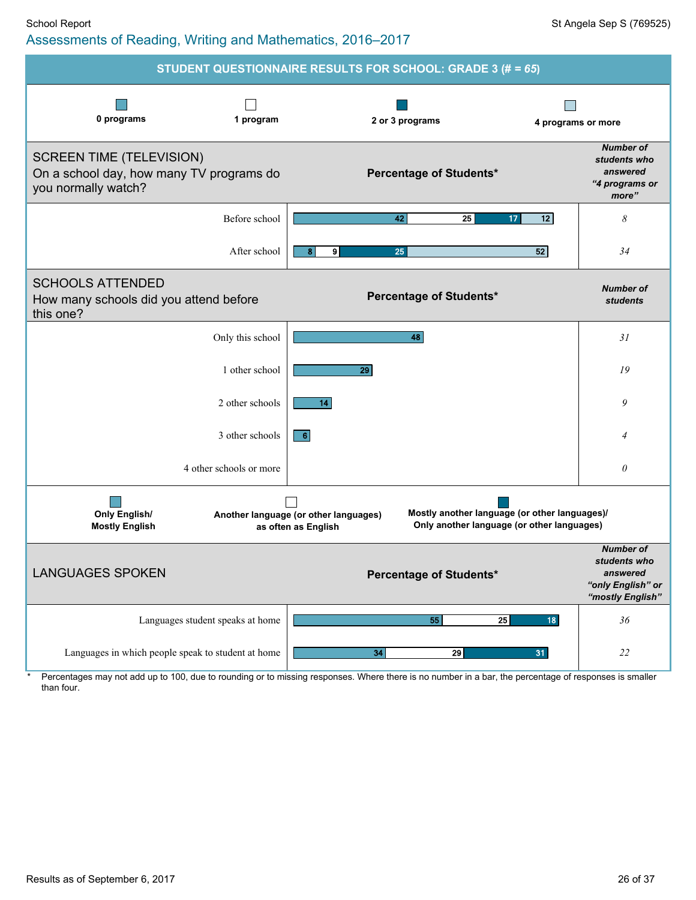## Assessments of Reading, Writing and Mathematics, 2016–2017

### STUDENT QUESTIONNAIRE RESULTS FOR SCHOOL: GRADE 3 (# = *65*)

**SCREEN TIME (TELEVISION)**
On a school day, how many TV programs do you normally watch?

Percentage of Students*

| | 0 programs | 1 program | 2 or 3 programs | 4 programs or more | *Number of students who answered "4 programs or more"* |
|---|---|---|---|---|---|
| Before school | 42 | 25 | 17 | 12 | *8* |
| After school | 8 | 9 | 25 | 52 | *34* |

**SCHOOLS ATTENDED**
How many schools did you attend before this one?

| | Percentage of Students* | *Number of students* |
|---|---|---|
| Only this school | 48 | *31* |
| 1 other school | 29 | *19* |
| 2 other schools | 14 | *9* |
| 3 other schools | 6 | *4* |
| 4 other schools or more | | *0* |

**LANGUAGES SPOKEN**

Percentage of Students*

| | Only English/ Mostly English | Another language (or other languages) as often as English | Mostly another language (or other languages)/ Only another language (or other languages) | *Number of students who answered "only English" or "mostly English"* |
|---|---|---|---|---|
| Languages student speaks at home | 55 | 25 | 18 | *36* |
| Languages in which people speak to student at home | 34 | 29 | 31 | *22* |

\* Percentages may not add up to 100, due to rounding or to missing responses. Where there is no number in a bar, the percentage of responses is smaller than four.

Results as of September 6, 2017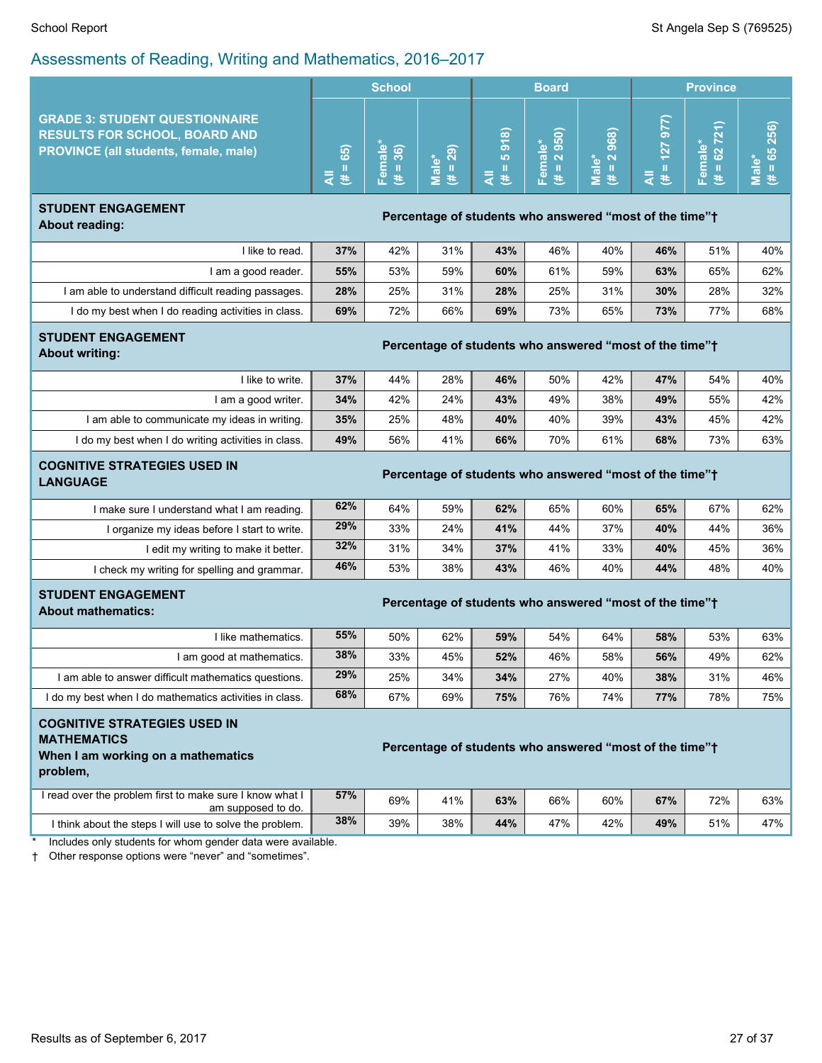## Assessments of Reading, Writing and Mathematics, 2016–2017

| GRADE 3: STUDENT QUESTIONNAIRE RESULTS FOR SCHOOL, BOARD AND PROVINCE (all students, female, male) | School | | | Board | | | Province | | |
|---|---|---|---|---|---|---|---|---|---|
| | All (# = 65) | Female* (# = 36) | Male* (# = 29) | All (# = 5 918) | Female* (# = 2 950) | Male* (# = 2 968) | All (# = 127 977) | Female* (# = 62 721) | Male* (# = 65 256) |
| **STUDENT ENGAGEMENT About reading:** | **Percentage of students who answered "most of the time"†** | | | | | | | | |
| I like to read. | **37%** | 42% | 31% | **43%** | 46% | 40% | **46%** | 51% | 40% |
| I am a good reader. | **55%** | 53% | 59% | **60%** | 61% | 59% | **63%** | 65% | 62% |
| I am able to understand difficult reading passages. | **28%** | 25% | 31% | **28%** | 25% | 31% | **30%** | 28% | 32% |
| I do my best when I do reading activities in class. | **69%** | 72% | 66% | **69%** | 73% | 65% | **73%** | 77% | 68% |
| **STUDENT ENGAGEMENT About writing:** | **Percentage of students who answered "most of the time"†** | | | | | | | | |
| I like to write. | **37%** | 44% | 28% | **46%** | 50% | 42% | **47%** | 54% | 40% |
| I am a good writer. | **34%** | 42% | 24% | **43%** | 49% | 38% | **49%** | 55% | 42% |
| I am able to communicate my ideas in writing. | **35%** | 25% | 48% | **40%** | 40% | 39% | **43%** | 45% | 42% |
| I do my best when I do writing activities in class. | **49%** | 56% | 41% | **66%** | 70% | 61% | **68%** | 73% | 63% |
| **COGNITIVE STRATEGIES USED IN LANGUAGE** | **Percentage of students who answered "most of the time"†** | | | | | | | | |
| I make sure I understand what I am reading. | **62%** | 64% | 59% | **62%** | 65% | 60% | **65%** | 67% | 62% |
| I organize my ideas before I start to write. | **29%** | 33% | 24% | **41%** | 44% | 37% | **40%** | 44% | 36% |
| I edit my writing to make it better. | **32%** | 31% | 34% | **37%** | 41% | 33% | **40%** | 45% | 36% |
| I check my writing for spelling and grammar. | **46%** | 53% | 38% | **43%** | 46% | 40% | **44%** | 48% | 40% |
| **STUDENT ENGAGEMENT About mathematics:** | **Percentage of students who answered "most of the time"†** | | | | | | | | |
| I like mathematics. | **55%** | 50% | 62% | **59%** | 54% | 64% | **58%** | 53% | 63% |
| I am good at mathematics. | **38%** | 33% | 45% | **52%** | 46% | 58% | **56%** | 49% | 62% |
| I am able to answer difficult mathematics questions. | **29%** | 25% | 34% | **34%** | 27% | 40% | **38%** | 31% | 46% |
| I do my best when I do mathematics activities in class. | **68%** | 67% | 69% | **75%** | 76% | 74% | **77%** | 78% | 75% |
| **COGNITIVE STRATEGIES USED IN MATHEMATICS When I am working on a mathematics problem,** | **Percentage of students who answered "most of the time"†** | | | | | | | | |
| I read over the problem first to make sure I know what I am supposed to do. | **57%** | 69% | 41% | **63%** | 66% | 60% | **67%** | 72% | 63% |
| I think about the steps I will use to solve the problem. | **38%** | 39% | 38% | **44%** | 47% | 42% | **49%** | 51% | 47% |

\* Includes only students for whom gender data were available.

† Other response options were "never" and "sometimes".

Results as of September 6, 2017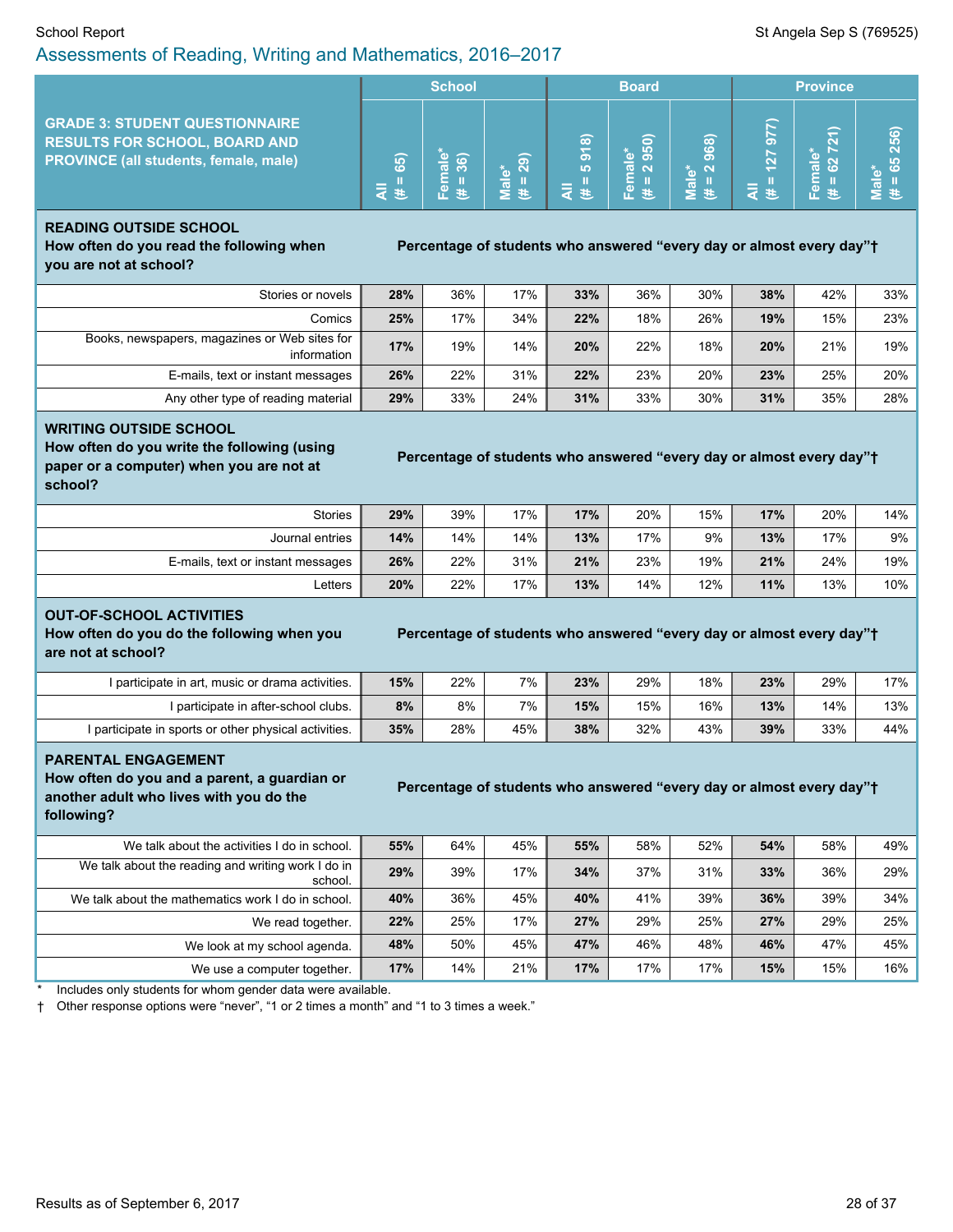## Assessments of Reading, Writing and Mathematics, 2016–2017

| GRADE 3: STUDENT QUESTIONNAIRE RESULTS FOR SCHOOL, BOARD AND PROVINCE (all students, female, male) | School | | | Board | | | Province | | |
|---|---|---|---|---|---|---|---|---|---|
| | All (# = 65) | Female* (# = 36) | Male* (# = 29) | All (# = 5 918) | Female* (# = 2 950) | Male* (# = 2 968) | All (# = 127 977) | Female* (# = 62 721) | Male* (# = 65 256) |
| **READING OUTSIDE SCHOOL** **How often do you read the following when you are not at school?** | **Percentage of students who answered "every day or almost every day"†** | | | | | | | | |
| Stories or novels | **28%** | 36% | 17% | **33%** | 36% | 30% | **38%** | 42% | 33% |
| Comics | **25%** | 17% | 34% | **22%** | 18% | 26% | **19%** | 15% | 23% |
| Books, newspapers, magazines or Web sites for information | **17%** | 19% | 14% | **20%** | 22% | 18% | **20%** | 21% | 19% |
| E-mails, text or instant messages | **26%** | 22% | 31% | **22%** | 23% | 20% | **23%** | 25% | 20% |
| Any other type of reading material | **29%** | 33% | 24% | **31%** | 33% | 30% | **31%** | 35% | 28% |
| **WRITING OUTSIDE SCHOOL** **How often do you write the following (using paper or a computer) when you are not at school?** | **Percentage of students who answered "every day or almost every day"†** | | | | | | | | |
| Stories | **29%** | 39% | 17% | **17%** | 20% | 15% | **17%** | 20% | 14% |
| Journal entries | **14%** | 14% | 14% | **13%** | 17% | 9% | **13%** | 17% | 9% |
| E-mails, text or instant messages | **26%** | 22% | 31% | **21%** | 23% | 19% | **21%** | 24% | 19% |
| Letters | **20%** | 22% | 17% | **13%** | 14% | 12% | **11%** | 13% | 10% |
| **OUT-OF-SCHOOL ACTIVITIES** **How often do you do the following when you are not at school?** | **Percentage of students who answered "every day or almost every day"†** | | | | | | | | |
| I participate in art, music or drama activities. | **15%** | 22% | 7% | **23%** | 29% | 18% | **23%** | 29% | 17% |
| I participate in after-school clubs. | **8%** | 8% | 7% | **15%** | 15% | 16% | **13%** | 14% | 13% |
| I participate in sports or other physical activities. | **35%** | 28% | 45% | **38%** | 32% | 43% | **39%** | 33% | 44% |
| **PARENTAL ENGAGEMENT** **How often do you and a parent, a guardian or another adult who lives with you do the following?** | **Percentage of students who answered "every day or almost every day"†** | | | | | | | | |
| We talk about the activities I do in school. | **55%** | 64% | 45% | **55%** | 58% | 52% | **54%** | 58% | 49% |
| We talk about the reading and writing work I do in school. | **29%** | 39% | 17% | **34%** | 37% | 31% | **33%** | 36% | 29% |
| We talk about the mathematics work I do in school. | **40%** | 36% | 45% | **40%** | 41% | 39% | **36%** | 39% | 34% |
| We read together. | **22%** | 25% | 17% | **27%** | 29% | 25% | **27%** | 29% | 25% |
| We look at my school agenda. | **48%** | 50% | 45% | **47%** | 46% | 48% | **46%** | 47% | 45% |
| We use a computer together. | **17%** | 14% | 21% | **17%** | 17% | 17% | **15%** | 15% | 16% |

\* Includes only students for whom gender data were available.

† Other response options were "never", "1 or 2 times a month" and "1 to 3 times a week."

Results as of September 6, 2017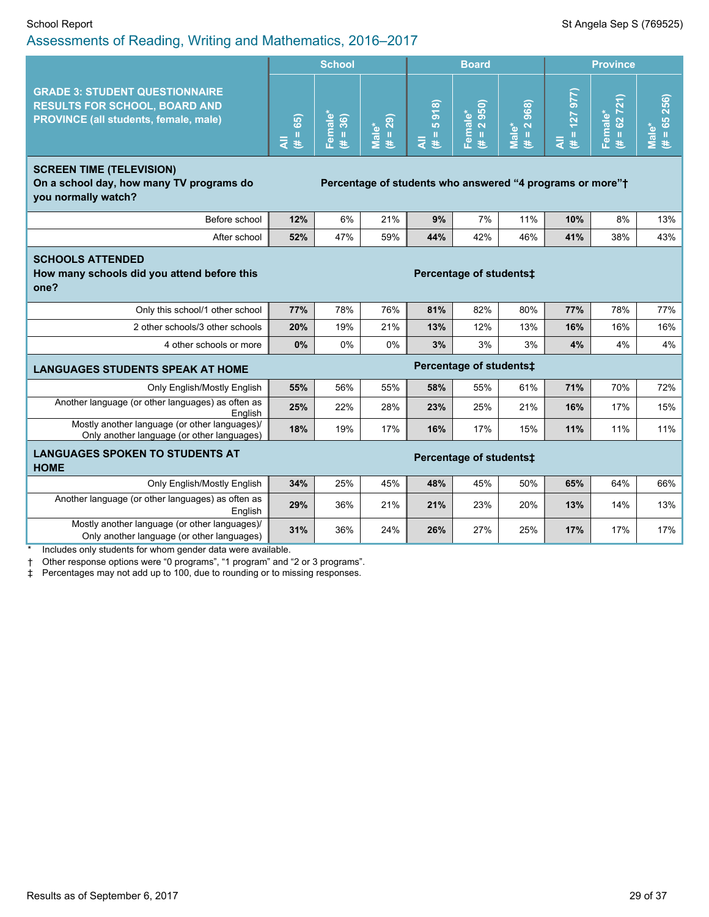## Assessments of Reading, Writing and Mathematics, 2016–2017

| GRADE 3: STUDENT QUESTIONNAIRE RESULTS FOR SCHOOL, BOARD AND PROVINCE (all students, female, male) | School | | | Board | | | Province | | |
|---|---|---|---|---|---|---|---|---|---|
| | All (# = 65) | Female* (# = 36) | Male* (# = 29) | All (# = 5 918) | Female* (# = 2 950) | Male* (# = 2 968) | All (# = 127 977) | Female* (# = 62 721) | Male* (# = 65 256) |
| **SCREEN TIME (TELEVISION)** **On a school day, how many TV programs do you normally watch?** | **Percentage of students who answered "4 programs or more"†** | | | | | | | | |
| Before school | **12%** | 6% | 21% | **9%** | 7% | 11% | **10%** | 8% | 13% |
| After school | **52%** | 47% | 59% | **44%** | 42% | 46% | **41%** | 38% | 43% |
| **SCHOOLS ATTENDED** **How many schools did you attend before this one?** | **Percentage of students‡** | | | | | | | | |
| Only this school/1 other school | **77%** | 78% | 76% | **81%** | 82% | 80% | **77%** | 78% | 77% |
| 2 other schools/3 other schools | **20%** | 19% | 21% | **13%** | 12% | 13% | **16%** | 16% | 16% |
| 4 other schools or more | **0%** | 0% | 0% | **3%** | 3% | 3% | **4%** | 4% | 4% |
| **LANGUAGES STUDENTS SPEAK AT HOME** | **Percentage of students‡** | | | | | | | | |
| Only English/Mostly English | **55%** | 56% | 55% | **58%** | 55% | 61% | **71%** | 70% | 72% |
| Another language (or other languages) as often as English | **25%** | 22% | 28% | **23%** | 25% | 21% | **16%** | 17% | 15% |
| Mostly another language (or other languages)/ Only another language (or other languages) | **18%** | 19% | 17% | **16%** | 17% | 15% | **11%** | 11% | 11% |
| **LANGUAGES SPOKEN TO STUDENTS AT HOME** | **Percentage of students‡** | | | | | | | | |
| Only English/Mostly English | **34%** | 25% | 45% | **48%** | 45% | 50% | **65%** | 64% | 66% |
| Another language (or other languages) as often as English | **29%** | 36% | 21% | **21%** | 23% | 20% | **13%** | 14% | 13% |
| Mostly another language (or other languages)/ Only another language (or other languages) | **31%** | 36% | 24% | **26%** | 27% | 25% | **17%** | 17% | 17% |

\* Includes only students for whom gender data were available.

† Other response options were "0 programs", "1 program" and "2 or 3 programs".

‡ Percentages may not add up to 100, due to rounding or to missing responses.

Results as of September 6, 2017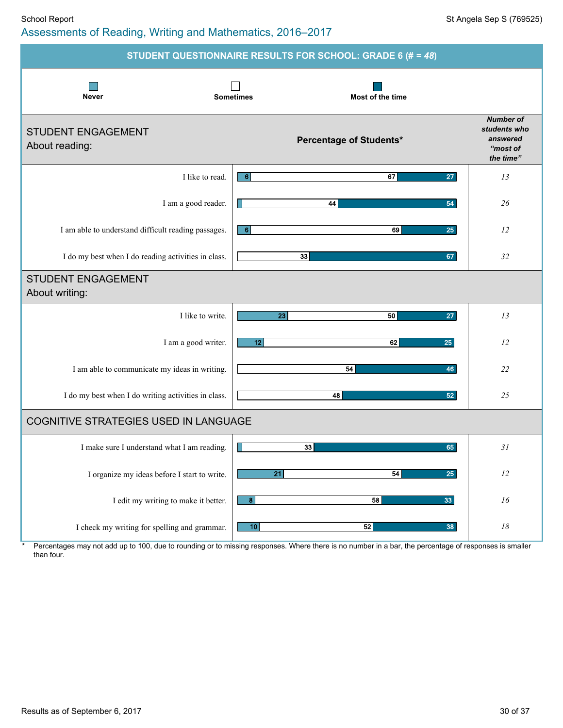## Assessments of Reading, Writing and Mathematics, 2016–2017

School Report — St Angela Sep S (769525)

### STUDENT QUESTIONNAIRE RESULTS FOR SCHOOL: GRADE 6 (# = *48*)

Legend: Never | Sometimes | Most of the time

| STUDENT ENGAGEMENT About reading: | Never | Sometimes | Most of the time | *Number of students who answered "most of the time"* |
|---|---|---|---|---|
| I like to read. | 6 | 67 | 27 | *13* |
| I am a good reader. | | 44 | 54 | *26* |
| I am able to understand difficult reading passages. | 6 | 69 | 25 | *12* |
| I do my best when I do reading activities in class. | | 33 | 67 | *32* |
| **STUDENT ENGAGEMENT About writing:** | | | | |
| I like to write. | 23 | 50 | 27 | *13* |
| I am a good writer. | 12 | 62 | 25 | *12* |
| I am able to communicate my ideas in writing. | | 54 | 46 | *22* |
| I do my best when I do writing activities in class. | | 48 | 52 | *25* |
| **COGNITIVE STRATEGIES USED IN LANGUAGE** | | | | |
| I make sure I understand what I am reading. | | 33 | 65 | *31* |
| I organize my ideas before I start to write. | 21 | 54 | 25 | *12* |
| I edit my writing to make it better. | 8 | 58 | 33 | *16* |
| I check my writing for spelling and grammar. | 10 | 52 | 38 | *18* |

Percentage of Students*

\* Percentages may not add up to 100, due to rounding or to missing responses. Where there is no number in a bar, the percentage of responses is smaller than four.

Results as of September 6, 2017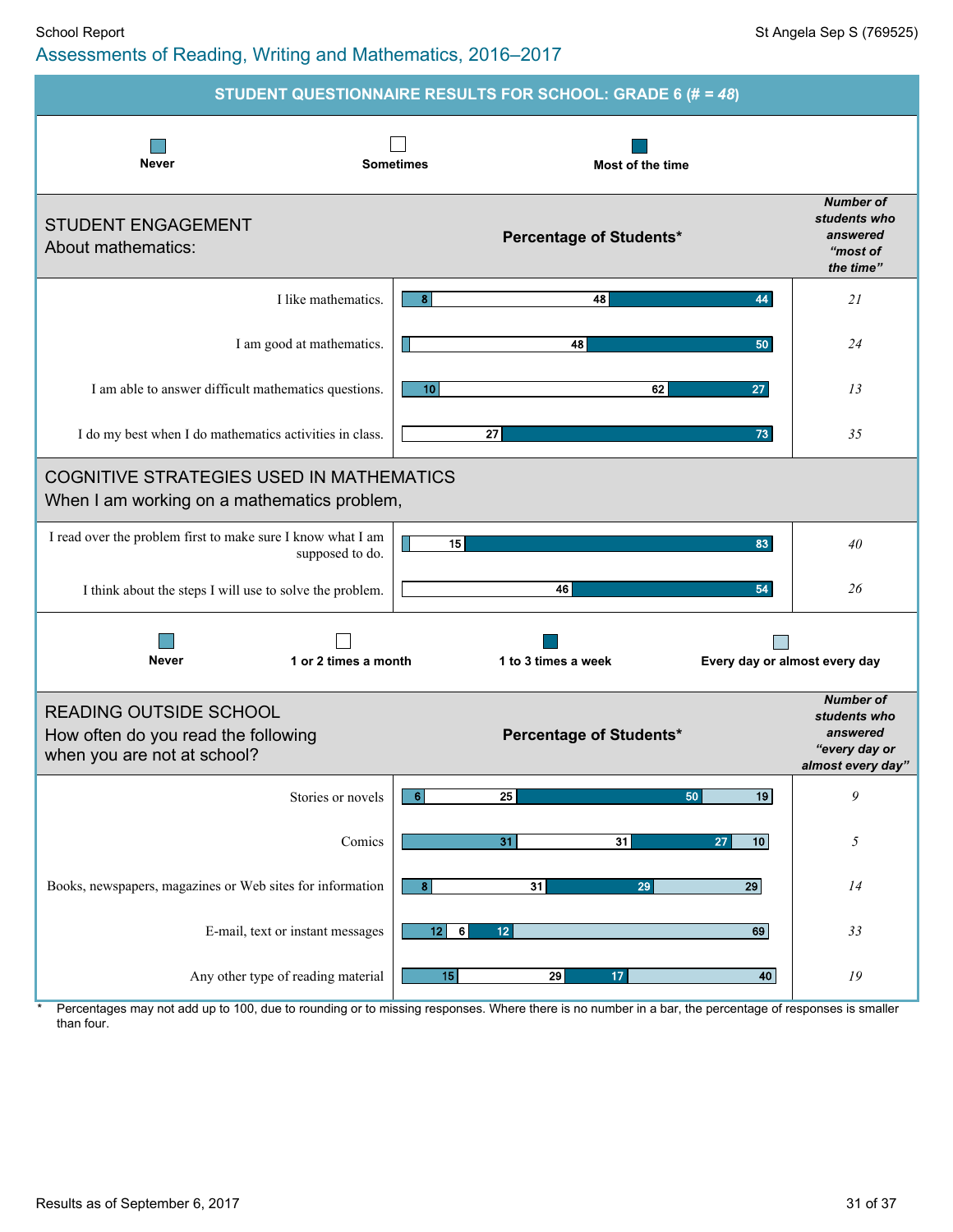School Report

St Angela Sep S (769525)

## Assessments of Reading, Writing and Mathematics, 2016–2017

### STUDENT QUESTIONNAIRE RESULTS FOR SCHOOL: GRADE 6 (# = *48*)

Legend: Never | Sometimes | Most of the time

**STUDENT ENGAGEMENT**
About mathematics:

| Statement | Never | Sometimes | Most of the time | Number of students who answered "most of the time" |
|---|---|---|---|---|
| I like mathematics. | 8 | 48 | 44 | *21* |
| I am good at mathematics. | | 48 | 50 | *24* |
| I am able to answer difficult mathematics questions. | 10 | 62 | 27 | *13* |
| I do my best when I do mathematics activities in class. | | 27 | 73 | *35* |

**COGNITIVE STRATEGIES USED IN MATHEMATICS**
When I am working on a mathematics problem,

| Statement | Never | Sometimes | Most of the time | Number of students who answered "most of the time" |
|---|---|---|---|---|
| I read over the problem first to make sure I know what I am supposed to do. | | 15 | 83 | *40* |
| I think about the steps I will use to solve the problem. | | 46 | 54 | *26* |

Legend: Never | 1 or 2 times a month | 1 to 3 times a week | Every day or almost every day

**READING OUTSIDE SCHOOL**
How often do you read the following when you are not at school?

| Reading material | Never | 1 or 2 times a month | 1 to 3 times a week | Every day or almost every day | Number of students who answered "every day or almost every day" |
|---|---|---|---|---|---|
| Stories or novels | 6 | 25 | 50 | 19 | *9* |
| Comics | 31 | 31 | 27 | 10 | *5* |
| Books, newspapers, magazines or Web sites for information | 8 | 31 | 29 | 29 | *14* |
| E-mail, text or instant messages | 12 | 6 | 12 | 69 | *33* |
| Any other type of reading material | 15 | 29 | 17 | 40 | *19* |

\* Percentages may not add up to 100, due to rounding or to missing responses. Where there is no number in a bar, the percentage of responses is smaller than four.

Results as of September 6, 2017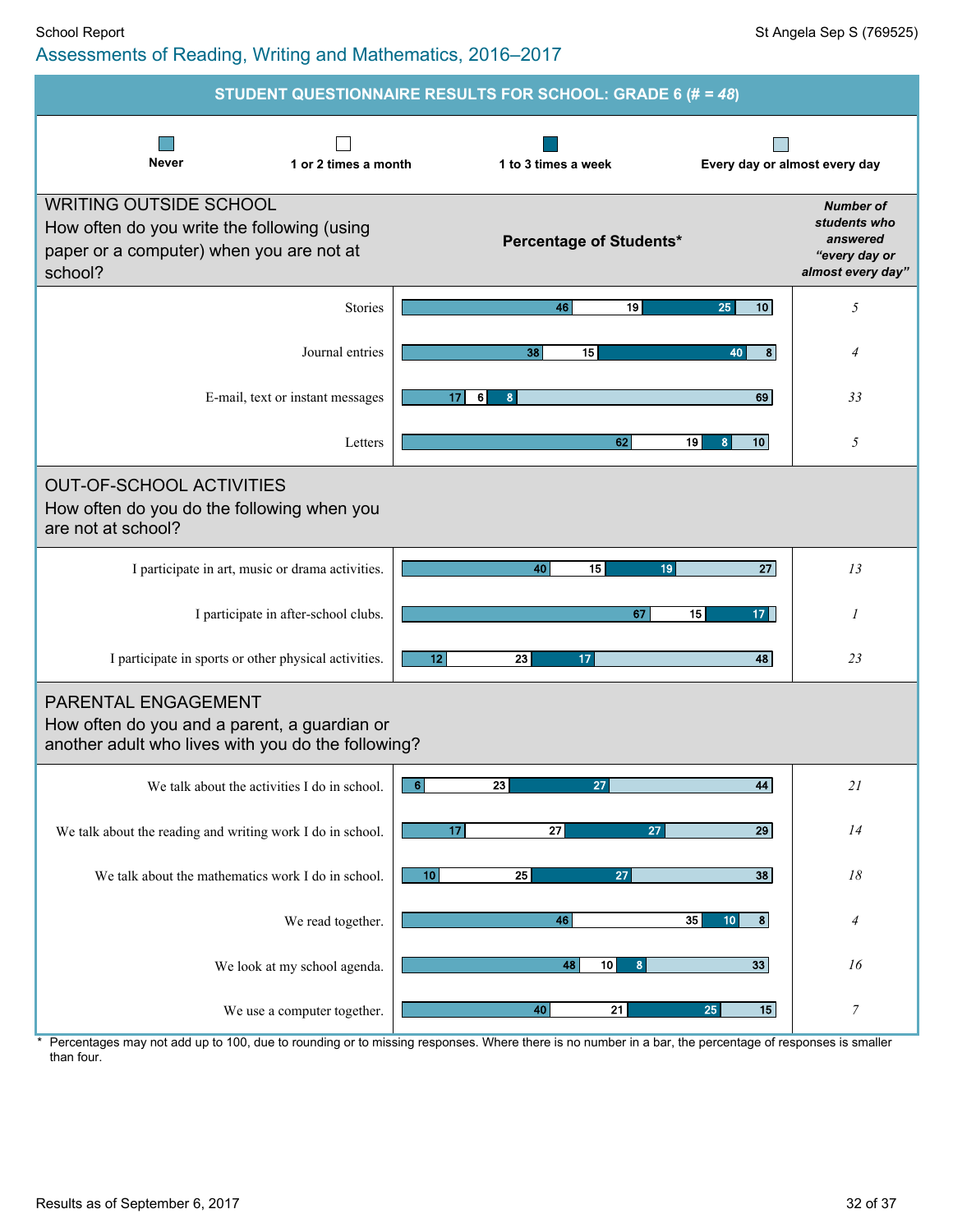## Assessments of Reading, Writing and Mathematics, 2016–2017

### STUDENT QUESTIONNAIRE RESULTS FOR SCHOOL: GRADE 6 (# = *48*)

Legend: Never | 1 or 2 times a month | 1 to 3 times a week | Every day or almost every day

#### WRITING OUTSIDE SCHOOL

How often do you write the following (using paper or a computer) when you are not at school?

| | Percentage of Students*: Never | 1 or 2 times a month | 1 to 3 times a week | Every day or almost every day | Number of students who answered "every day or almost every day" |
|---|---|---|---|---|---|
| Stories | 46 | 19 | 25 | 10 | *5* |
| Journal entries | 38 | 15 | 40 | 8 | *4* |
| E-mail, text or instant messages | 17 | 6 | 8 | 69 | *33* |
| Letters | 62 | 19 | 8 | 10 | *5* |

#### OUT-OF-SCHOOL ACTIVITIES

How often do you do the following when you are not at school?

| | Never | 1 or 2 times a month | 1 to 3 times a week | Every day or almost every day | Number of students who answered "every day or almost every day" |
|---|---|---|---|---|---|
| I participate in art, music or drama activities. | 40 | 15 | 19 | 27 | *13* |
| I participate in after-school clubs. | 67 | 15 | 17 | | *1* |
| I participate in sports or other physical activities. | 12 | 23 | 17 | 48 | *23* |

#### PARENTAL ENGAGEMENT

How often do you and a parent, a guardian or another adult who lives with you do the following?

| | Never | 1 or 2 times a month | 1 to 3 times a week | Every day or almost every day | Number of students who answered "every day or almost every day" |
|---|---|---|---|---|---|
| We talk about the activities I do in school. | 6 | 23 | 27 | 44 | *21* |
| We talk about the reading and writing work I do in school. | 17 | 27 | 27 | 29 | *14* |
| We talk about the mathematics work I do in school. | 10 | 25 | 27 | 38 | *18* |
| We read together. | 46 | 35 | 10 | 8 | *4* |
| We look at my school agenda. | 48 | 10 | 8 | 33 | *16* |
| We use a computer together. | 40 | 21 | 25 | 15 | *7* |

\* Percentages may not add up to 100, due to rounding or to missing responses. Where there is no number in a bar, the percentage of responses is smaller than four.

Results as of September 6, 2017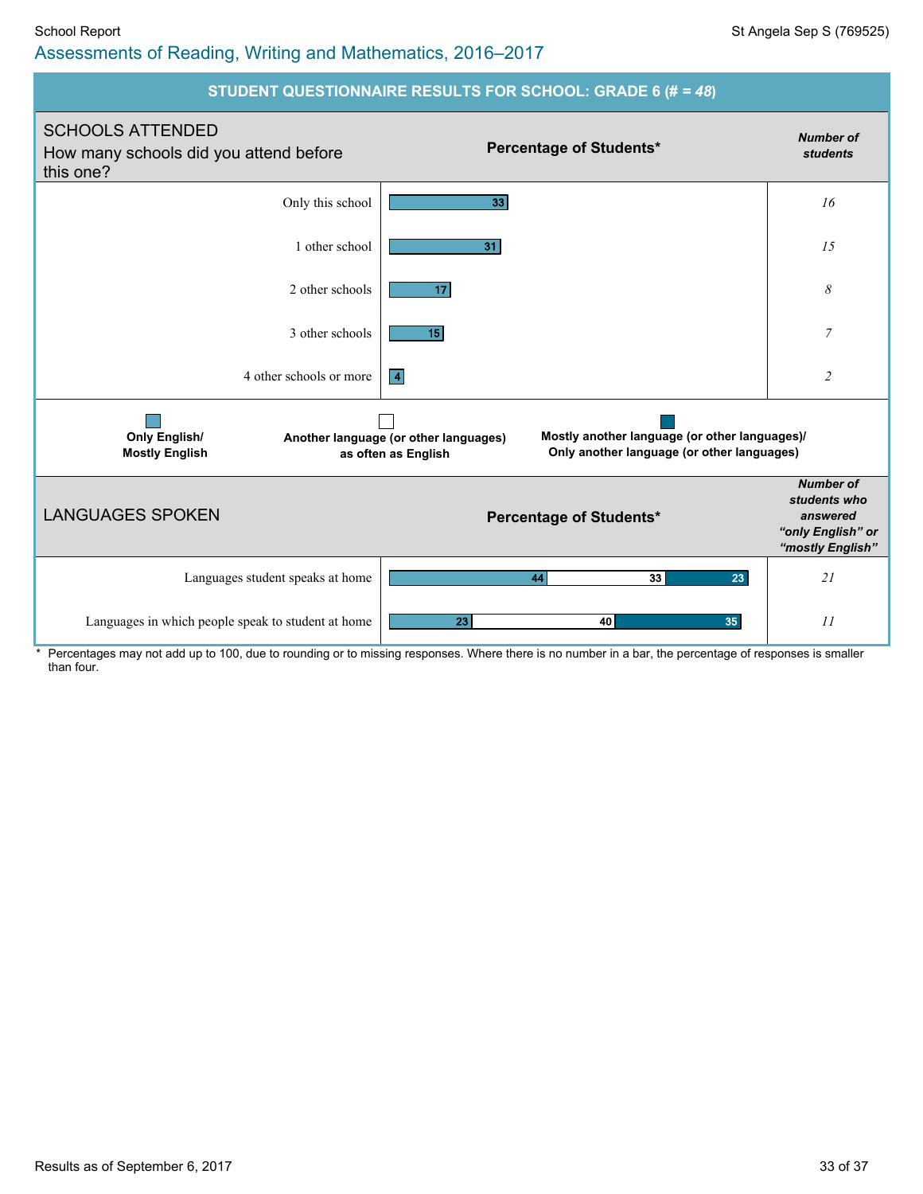## Assessments of Reading, Writing and Mathematics, 2016–2017

St Angela Sep S (769525)

### STUDENT QUESTIONNAIRE RESULTS FOR SCHOOL: GRADE 6 (# = *48*)

**SCHOOLS ATTENDED**
How many schools did you attend before this one?

| | Percentage of Students* | *Number of students* |
|---|---|---|
| Only this school | 33 | *16* |
| 1 other school | 31 | *15* |
| 2 other schools | 17 | *8* |
| 3 other schools | 15 | *7* |
| 4 other schools or more | 4 | *2* |

**LANGUAGES SPOKEN**

| | Only English/ Mostly English | Another language (or other languages) as often as English | Mostly another language (or other languages)/ Only another language (or other languages) | *Number of students who answered "only English" or "mostly English"* |
|---|---|---|---|---|
| Languages student speaks at home | 44 | 33 | 23 | *21* |
| Languages in which people speak to student at home | 23 | 40 | 35 | *11* |

\* Percentages may not add up to 100, due to rounding or to missing responses. Where there is no number in a bar, the percentage of responses is smaller than four.

Results as of September 6, 2017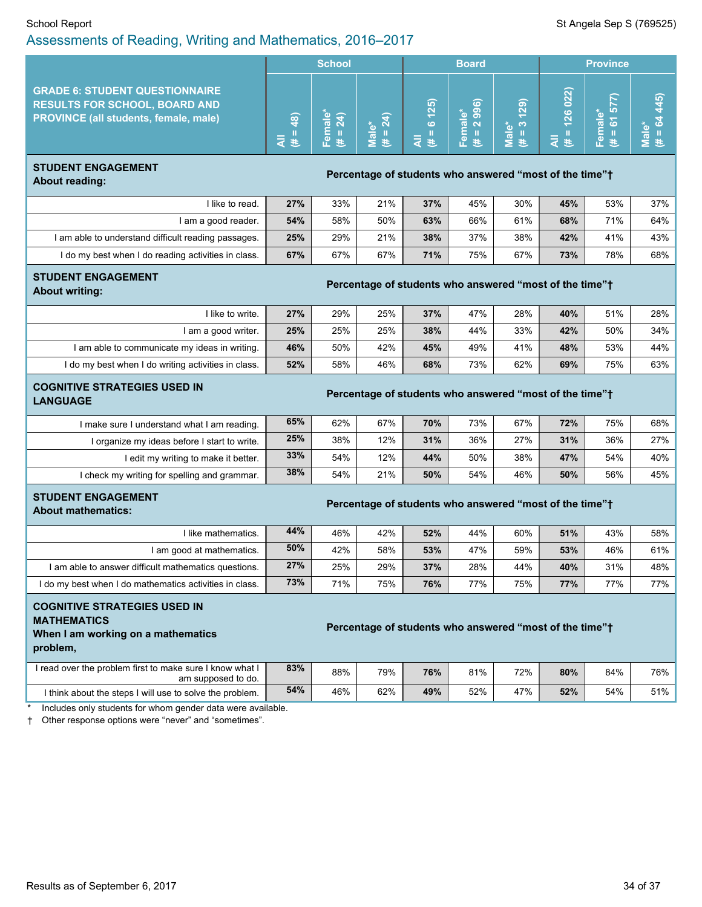School Report

St Angela Sep S (769525)

## Assessments of Reading, Writing and Mathematics, 2016–2017

| GRADE 6: STUDENT QUESTIONNAIRE RESULTS FOR SCHOOL, BOARD AND PROVINCE (all students, female, male) | School | | | Board | | | Province | | |
|---|---|---|---|---|---|---|---|---|---|
| | All (# = 48) | Female* (# = 24) | Male* (# = 24) | All (# = 6 125) | Female* (# = 2 996) | Male* (# = 3 129) | All (# = 126 022) | Female* (# = 61 577) | Male* (# = 64 445) |
| **STUDENT ENGAGEMENT About reading:** | Percentage of students who answered "most of the time"† | | | | | | | | |
| I like to read. | **27%** | 33% | 21% | **37%** | 45% | 30% | **45%** | 53% | 37% |
| I am a good reader. | **54%** | 58% | 50% | **63%** | 66% | 61% | **68%** | 71% | 64% |
| I am able to understand difficult reading passages. | **25%** | 29% | 21% | **38%** | 37% | 38% | **42%** | 41% | 43% |
| I do my best when I do reading activities in class. | **67%** | 67% | 67% | **71%** | 75% | 67% | **73%** | 78% | 68% |
| **STUDENT ENGAGEMENT About writing:** | Percentage of students who answered "most of the time"† | | | | | | | | |
| I like to write. | **27%** | 29% | 25% | **37%** | 47% | 28% | **40%** | 51% | 28% |
| I am a good writer. | **25%** | 25% | 25% | **38%** | 44% | 33% | **42%** | 50% | 34% |
| I am able to communicate my ideas in writing. | **46%** | 50% | 42% | **45%** | 49% | 41% | **48%** | 53% | 44% |
| I do my best when I do writing activities in class. | **52%** | 58% | 46% | **68%** | 73% | 62% | **69%** | 75% | 63% |
| **COGNITIVE STRATEGIES USED IN LANGUAGE** | Percentage of students who answered "most of the time"† | | | | | | | | |
| I make sure I understand what I am reading. | **65%** | 62% | 67% | **70%** | 73% | 67% | **72%** | 75% | 68% |
| I organize my ideas before I start to write. | **25%** | 38% | 12% | **31%** | 36% | 27% | **31%** | 36% | 27% |
| I edit my writing to make it better. | **33%** | 54% | 12% | **44%** | 50% | 38% | **47%** | 54% | 40% |
| I check my writing for spelling and grammar. | **38%** | 54% | 21% | **50%** | 54% | 46% | **50%** | 56% | 45% |
| **STUDENT ENGAGEMENT About mathematics:** | Percentage of students who answered "most of the time"† | | | | | | | | |
| I like mathematics. | **44%** | 46% | 42% | **52%** | 44% | 60% | **51%** | 43% | 58% |
| I am good at mathematics. | **50%** | 42% | 58% | **53%** | 47% | 59% | **53%** | 46% | 61% |
| I am able to answer difficult mathematics questions. | **27%** | 25% | 29% | **37%** | 28% | 44% | **40%** | 31% | 48% |
| I do my best when I do mathematics activities in class. | **73%** | 71% | 75% | **76%** | 77% | 75% | **77%** | 77% | 77% |
| **COGNITIVE STRATEGIES USED IN MATHEMATICS When I am working on a mathematics problem,** | Percentage of students who answered "most of the time"† | | | | | | | | |
| I read over the problem first to make sure I know what I am supposed to do. | **83%** | 88% | 79% | **76%** | 81% | 72% | **80%** | 84% | 76% |
| I think about the steps I will use to solve the problem. | **54%** | 46% | 62% | **49%** | 52% | 47% | **52%** | 54% | 51% |

\* Includes only students for whom gender data were available.

† Other response options were "never" and "sometimes".

Results as of September 6, 2017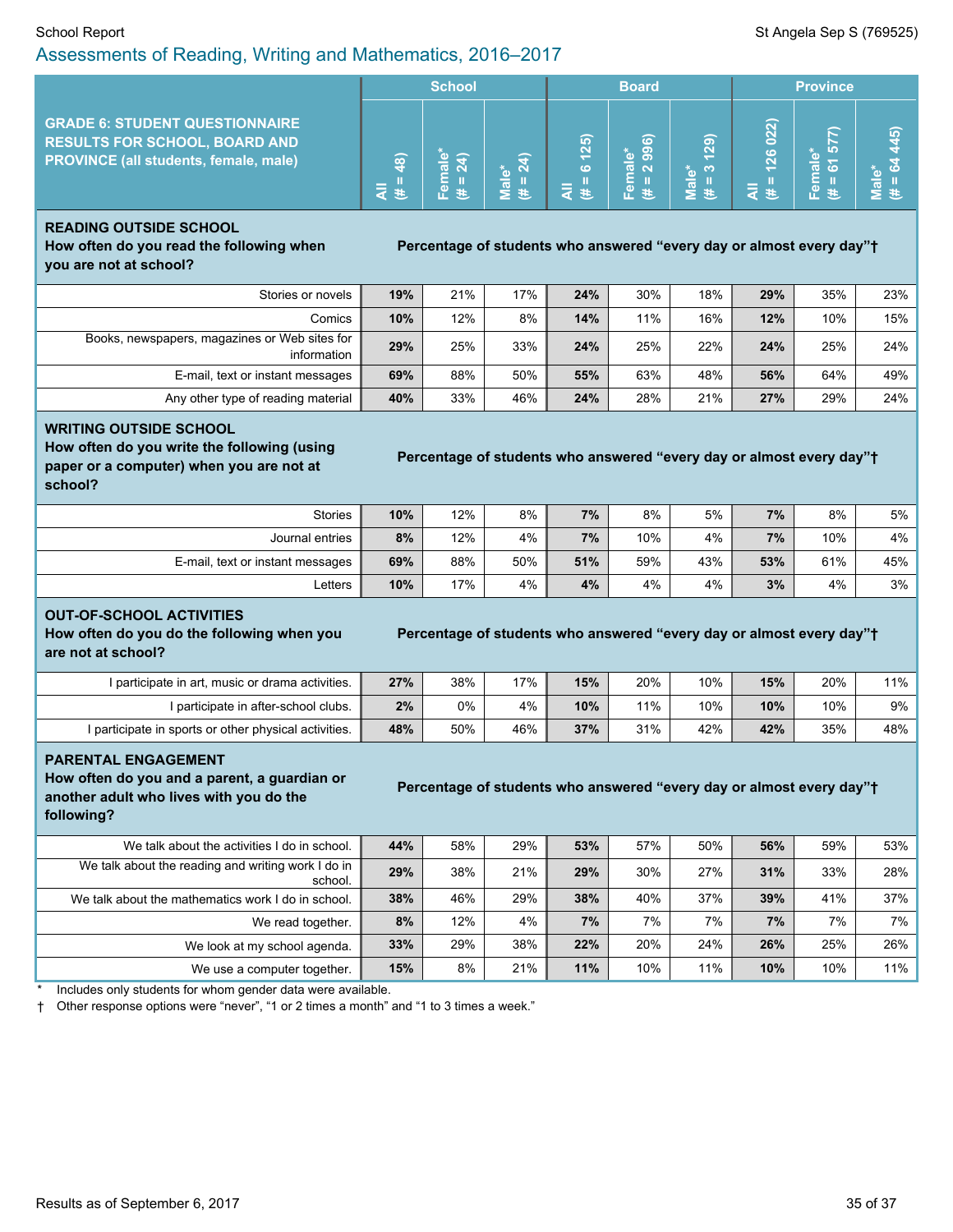## Assessments of Reading, Writing and Mathematics, 2016–2017

| GRADE 6: STUDENT QUESTIONNAIRE RESULTS FOR SCHOOL, BOARD AND PROVINCE (all students, female, male) | School | | | Board | | | Province | | |
|---|---|---|---|---|---|---|---|---|---|
| | All (# = 48) | Female* (# = 24) | Male* (# = 24) | All (# = 6 125) | Female* (# = 2 996) | Male* (# = 3 129) | All (# = 126 022) | Female* (# = 61 577) | Male* (# = 64 445) |
| **READING OUTSIDE SCHOOL** **How often do you read the following when you are not at school?** | **Percentage of students who answered “every day or almost every day”†** | | | | | | | | |
| Stories or novels | **19%** | 21% | 17% | **24%** | 30% | 18% | **29%** | 35% | 23% |
| Comics | **10%** | 12% | 8% | **14%** | 11% | 16% | **12%** | 10% | 15% |
| Books, newspapers, magazines or Web sites for information | **29%** | 25% | 33% | **24%** | 25% | 22% | **24%** | 25% | 24% |
| E-mail, text or instant messages | **69%** | 88% | 50% | **55%** | 63% | 48% | **56%** | 64% | 49% |
| Any other type of reading material | **40%** | 33% | 46% | **24%** | 28% | 21% | **27%** | 29% | 24% |
| **WRITING OUTSIDE SCHOOL** **How often do you write the following (using paper or a computer) when you are not at school?** | **Percentage of students who answered “every day or almost every day”†** | | | | | | | | |
| Stories | **10%** | 12% | 8% | **7%** | 8% | 5% | **7%** | 8% | 5% |
| Journal entries | **8%** | 12% | 4% | **7%** | 10% | 4% | **7%** | 10% | 4% |
| E-mail, text or instant messages | **69%** | 88% | 50% | **51%** | 59% | 43% | **53%** | 61% | 45% |
| Letters | **10%** | 17% | 4% | **4%** | 4% | 4% | **3%** | 4% | 3% |
| **OUT-OF-SCHOOL ACTIVITIES** **How often do you do the following when you are not at school?** | **Percentage of students who answered “every day or almost every day”†** | | | | | | | | |
| I participate in art, music or drama activities. | **27%** | 38% | 17% | **15%** | 20% | 10% | **15%** | 20% | 11% |
| I participate in after-school clubs. | **2%** | 0% | 4% | **10%** | 11% | 10% | **10%** | 10% | 9% |
| I participate in sports or other physical activities. | **48%** | 50% | 46% | **37%** | 31% | 42% | **42%** | 35% | 48% |
| **PARENTAL ENGAGEMENT** **How often do you and a parent, a guardian or another adult who lives with you do the following?** | **Percentage of students who answered “every day or almost every day”†** | | | | | | | | |
| We talk about the activities I do in school. | **44%** | 58% | 29% | **53%** | 57% | 50% | **56%** | 59% | 53% |
| We talk about the reading and writing work I do in school. | **29%** | 38% | 21% | **29%** | 30% | 27% | **31%** | 33% | 28% |
| We talk about the mathematics work I do in school. | **38%** | 46% | 29% | **38%** | 40% | 37% | **39%** | 41% | 37% |
| We read together. | **8%** | 12% | 4% | **7%** | 7% | 7% | **7%** | 7% | 7% |
| We look at my school agenda. | **33%** | 29% | 38% | **22%** | 20% | 24% | **26%** | 25% | 26% |
| We use a computer together. | **15%** | 8% | 21% | **11%** | 10% | 11% | **10%** | 10% | 11% |

\* Includes only students for whom gender data were available.

† Other response options were “never”, “1 or 2 times a month” and “1 to 3 times a week.”

Results as of September 6, 2017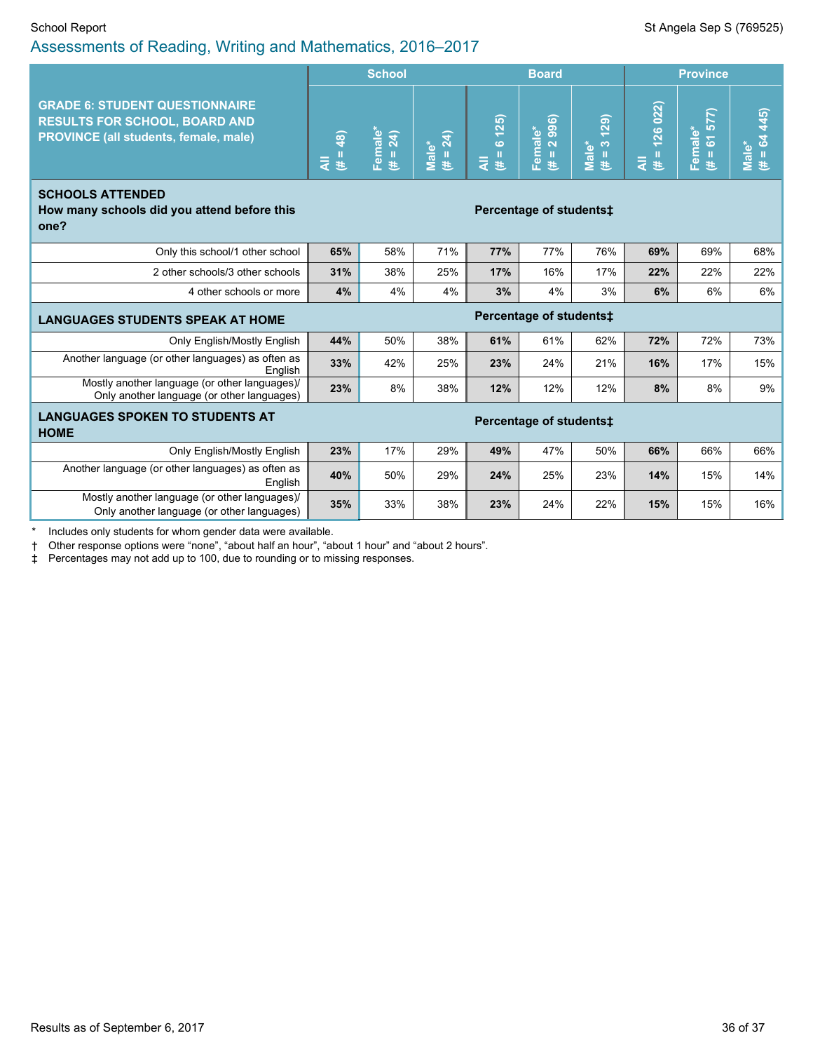## Assessments of Reading, Writing and Mathematics, 2016–2017

| GRADE 6: STUDENT QUESTIONNAIRE RESULTS FOR SCHOOL, BOARD AND PROVINCE (all students, female, male) | School | | | Board | | | Province | | |
|---|---|---|---|---|---|---|---|---|---|
| | All (# = 48) | Female* (# = 24) | Male* (# = 24) | All (# = 6 125) | Female* (# = 2 996) | Male* (# = 3 129) | All (# = 126 022) | Female* (# = 61 577) | Male* (# = 64 445) |
| **SCHOOLS ATTENDED** **How many schools did you attend before this one?** | **Percentage of students‡** | | | | | | | | |
| Only this school/1 other school | **65%** | 58% | 71% | **77%** | 77% | 76% | **69%** | 69% | 68% |
| 2 other schools/3 other schools | **31%** | 38% | 25% | **17%** | 16% | 17% | **22%** | 22% | 22% |
| 4 other schools or more | **4%** | 4% | 4% | **3%** | 4% | 3% | **6%** | 6% | 6% |
| **LANGUAGES STUDENTS SPEAK AT HOME** | **Percentage of students‡** | | | | | | | | |
| Only English/Mostly English | **44%** | 50% | 38% | **61%** | 61% | 62% | **72%** | 72% | 73% |
| Another language (or other languages) as often as English | **33%** | 42% | 25% | **23%** | 24% | 21% | **16%** | 17% | 15% |
| Mostly another language (or other languages)/ Only another language (or other languages) | **23%** | 8% | 38% | **12%** | 12% | 12% | **8%** | 8% | 9% |
| **LANGUAGES SPOKEN TO STUDENTS AT HOME** | **Percentage of students‡** | | | | | | | | |
| Only English/Mostly English | **23%** | 17% | 29% | **49%** | 47% | 50% | **66%** | 66% | 66% |
| Another language (or other languages) as often as English | **40%** | 50% | 29% | **24%** | 25% | 23% | **14%** | 15% | 14% |
| Mostly another language (or other languages)/ Only another language (or other languages) | **35%** | 33% | 38% | **23%** | 24% | 22% | **15%** | 15% | 16% |

\* Includes only students for whom gender data were available.

† Other response options were “none”, “about half an hour”, “about 1 hour” and “about 2 hours”.

‡ Percentages may not add up to 100, due to rounding or to missing responses.

Results as of September 6, 2017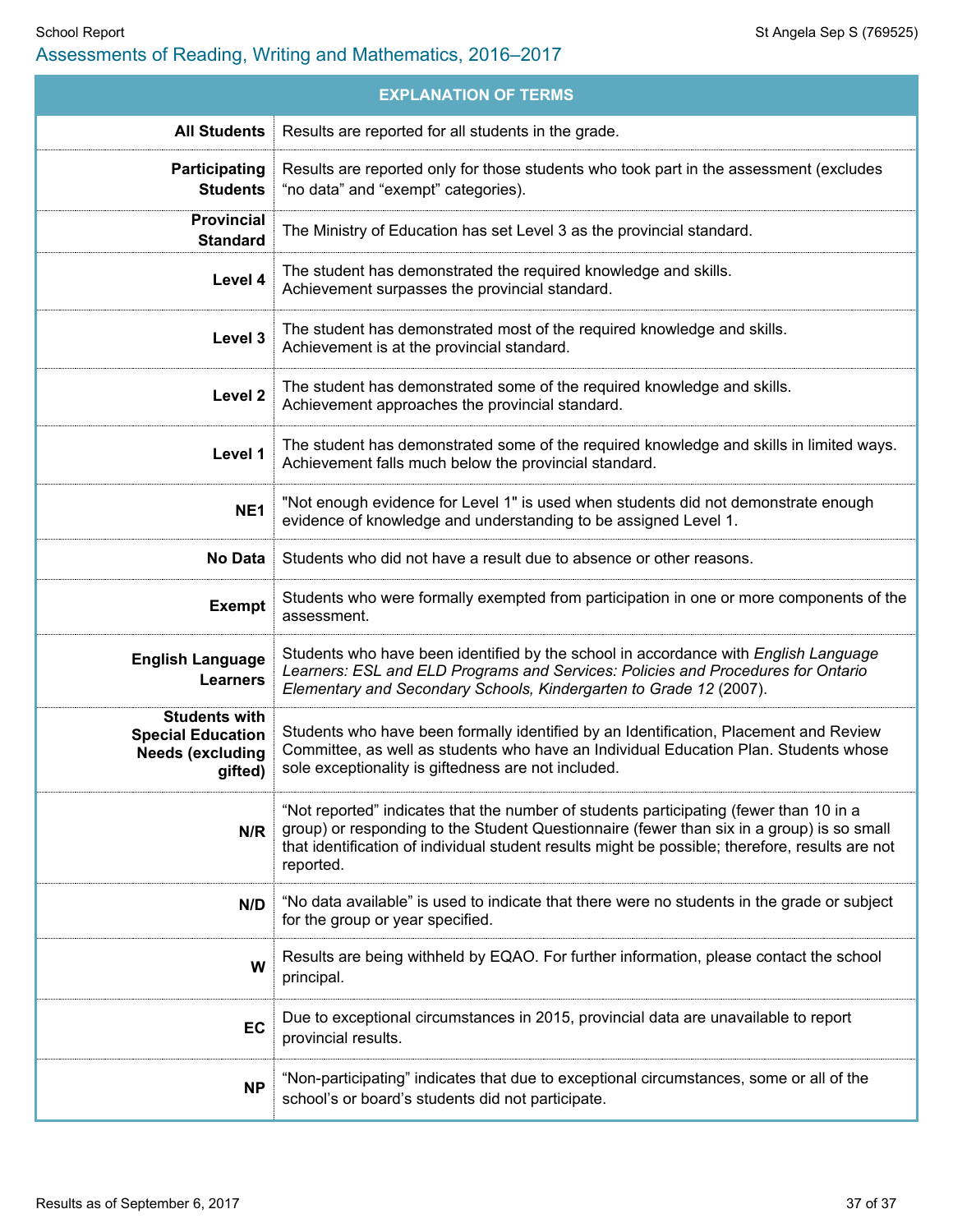School Report

# Assessments of Reading, Writing and Mathematics, 2016–2017

| EXPLANATION OF TERMS | |
|---|---|
| **All Students** | Results are reported for all students in the grade. |
| **Participating Students** | Results are reported only for those students who took part in the assessment (excludes "no data" and "exempt" categories). |
| **Provincial Standard** | The Ministry of Education has set Level 3 as the provincial standard. |
| **Level 4** | The student has demonstrated the required knowledge and skills. Achievement surpasses the provincial standard. |
| **Level 3** | The student has demonstrated most of the required knowledge and skills. Achievement is at the provincial standard. |
| **Level 2** | The student has demonstrated some of the required knowledge and skills. Achievement approaches the provincial standard. |
| **Level 1** | The student has demonstrated some of the required knowledge and skills in limited ways. Achievement falls much below the provincial standard. |
| **NE1** | "Not enough evidence for Level 1" is used when students did not demonstrate enough evidence of knowledge and understanding to be assigned Level 1. |
| **No Data** | Students who did not have a result due to absence or other reasons. |
| **Exempt** | Students who were formally exempted from participation in one or more components of the assessment. |
| **English Language Learners** | Students who have been identified by the school in accordance with *English Language Learners: ESL and ELD Programs and Services: Policies and Procedures for Ontario Elementary and Secondary Schools, Kindergarten to Grade 12* (2007). |
| **Students with Special Education Needs (excluding gifted)** | Students who have been formally identified by an Identification, Placement and Review Committee, as well as students who have an Individual Education Plan. Students whose sole exceptionality is giftedness are not included. |
| **N/R** | "Not reported" indicates that the number of students participating (fewer than 10 in a group) or responding to the Student Questionnaire (fewer than six in a group) is so small that identification of individual student results might be possible; therefore, results are not reported. |
| **N/D** | "No data available" is used to indicate that there were no students in the grade or subject for the group or year specified. |
| **W** | Results are being withheld by EQAO. For further information, please contact the school principal. |
| **EC** | Due to exceptional circumstances in 2015, provincial data are unavailable to report provincial results. |
| **NP** | "Non-participating" indicates that due to exceptional circumstances, some or all of the school's or board's students did not participate. |

Results as of September 6, 2017